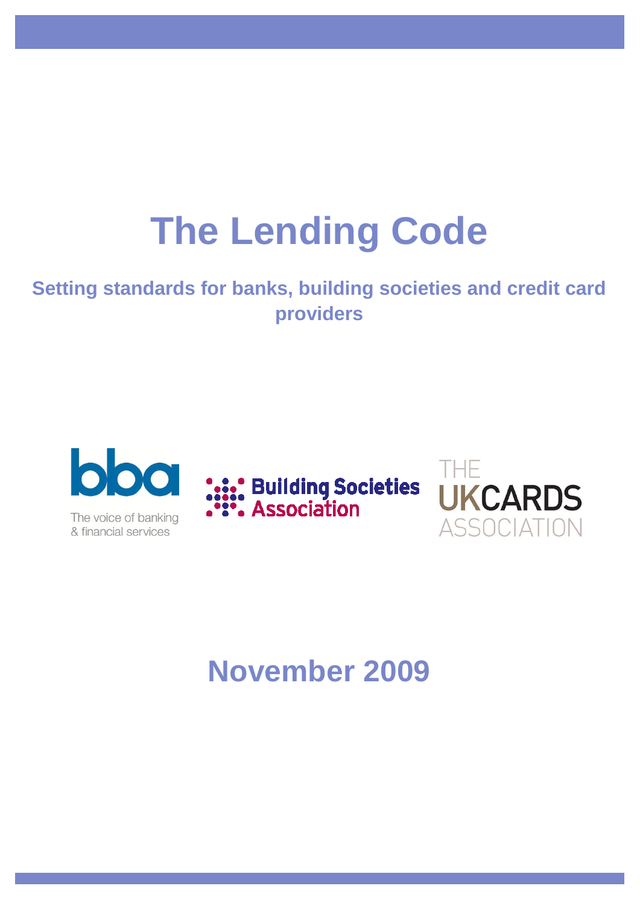# The Lending Code

## Setting standards for banks, building societies and credit card providers

bba
The voice of banking & financial services

Building Societies Association

THE UKCARDS ASSOCIATION

## November 2009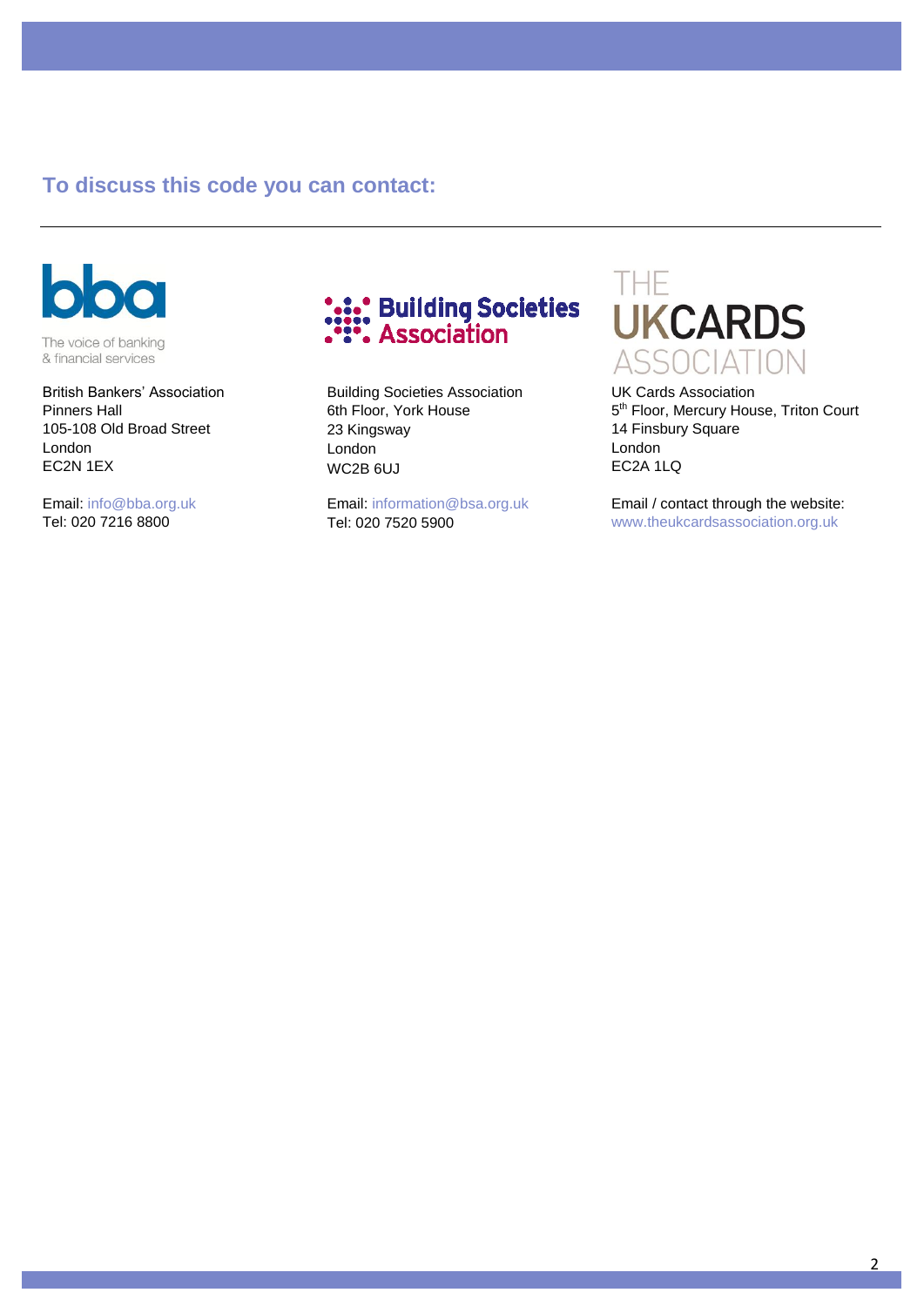## To discuss this code you can contact:

bba

The voice of banking
& financial services

British Bankers' Association
Pinners Hall
105-108 Old Broad Street
London
EC2N 1EX

Email: info@bba.org.uk
Tel: 020 7216 8800

Building Societies Association

Building Societies Association
6th Floor, York House
23 Kingsway
London
WC2B 6UJ

Email: information@bsa.org.uk
Tel: 020 7520 5900

THE UKCARDS ASSOCIATION

UK Cards Association
5th Floor, Mercury House, Triton Court
14 Finsbury Square
London
EC2A 1LQ

Email / contact through the website:
www.theukcardsassociation.org.uk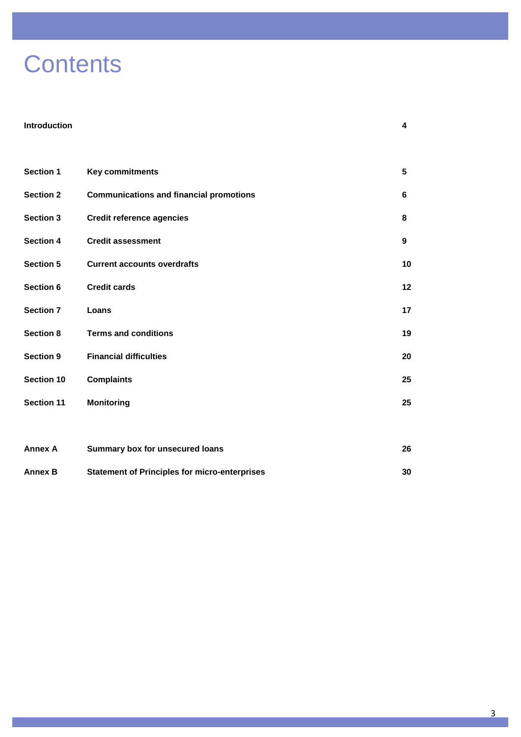# Contents

| | | |
|---|---|---|
| **Introduction** | | **4** |
| **Section 1** | **Key commitments** | **5** |
| **Section 2** | **Communications and financial promotions** | **6** |
| **Section 3** | **Credit reference agencies** | **8** |
| **Section 4** | **Credit assessment** | **9** |
| **Section 5** | **Current accounts overdrafts** | **10** |
| **Section 6** | **Credit cards** | **12** |
| **Section 7** | **Loans** | **17** |
| **Section 8** | **Terms and conditions** | **19** |
| **Section 9** | **Financial difficulties** | **20** |
| **Section 10** | **Complaints** | **25** |
| **Section 11** | **Monitoring** | **25** |
| **Annex A** | **Summary box for unsecured loans** | **26** |
| **Annex B** | **Statement of Principles for micro-enterprises** | **30** |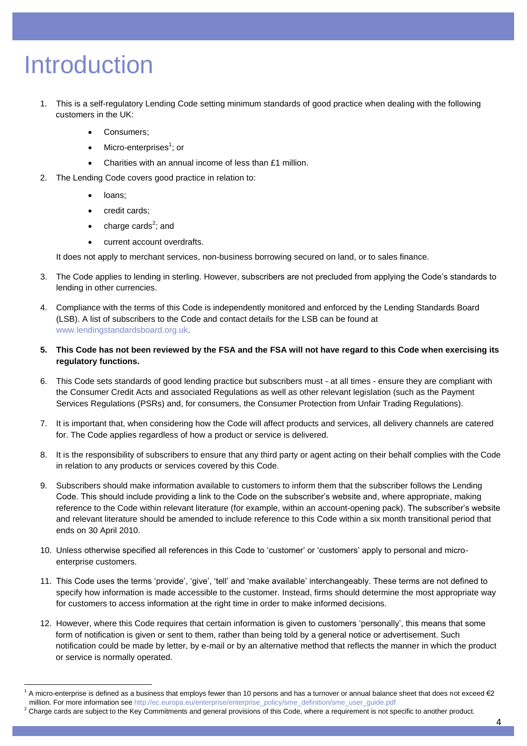# Introduction

1. This is a self-regulatory Lending Code setting minimum standards of good practice when dealing with the following customers in the UK:

    - Consumers;
    - Micro-enterprises[1]; or
    - Charities with an annual income of less than £1 million.

2. The Lending Code covers good practice in relation to:

    - loans;
    - credit cards;
    - charge cards[2]; and
    - current account overdrafts.

    It does not apply to merchant services, non-business borrowing secured on land, or to sales finance.

3. The Code applies to lending in sterling. However, subscribers are not precluded from applying the Code's standards to lending in other currencies.

4. Compliance with the terms of this Code is independently monitored and enforced by the Lending Standards Board (LSB). A list of subscribers to the Code and contact details for the LSB can be found at www.lendingstandardsboard.org.uk.

5. **This Code has not been reviewed by the FSA and the FSA will not have regard to this Code when exercising its regulatory functions.**

6. This Code sets standards of good lending practice but subscribers must - at all times - ensure they are compliant with the Consumer Credit Acts and associated Regulations as well as other relevant legislation (such as the Payment Services Regulations (PSRs) and, for consumers, the Consumer Protection from Unfair Trading Regulations).

7. It is important that, when considering how the Code will affect products and services, all delivery channels are catered for. The Code applies regardless of how a product or service is delivered.

8. It is the responsibility of subscribers to ensure that any third party or agent acting on their behalf complies with the Code in relation to any products or services covered by this Code.

9. Subscribers should make information available to customers to inform them that the subscriber follows the Lending Code. This should include providing a link to the Code on the subscriber's website and, where appropriate, making reference to the Code within relevant literature (for example, within an account-opening pack). The subscriber's website and relevant literature should be amended to include reference to this Code within a six month transitional period that ends on 30 April 2010.

10. Unless otherwise specified all references in this Code to 'customer' or 'customers' apply to personal and micro-enterprise customers.

11. This Code uses the terms 'provide', 'give', 'tell' and 'make available' interchangeably. These terms are not defined to specify how information is made accessible to the customer. Instead, firms should determine the most appropriate way for customers to access information at the right time in order to make informed decisions.

12. However, where this Code requires that certain information is given to customers 'personally', this means that some form of notification is given or sent to them, rather than being told by a general notice or advertisement. Such notification could be made by letter, by e-mail or by an alternative method that reflects the manner in which the product or service is normally operated.

---

[1] A micro-enterprise is defined as a business that employs fewer than 10 persons and has a turnover or annual balance sheet that does not exceed €2 million. For more information see http://ec.europa.eu/enterprise/enterprise_policy/sme_definition/sme_user_guide.pdf

[2] Charge cards are subject to the Key Commitments and general provisions of this Code, where a requirement is not specific to another product.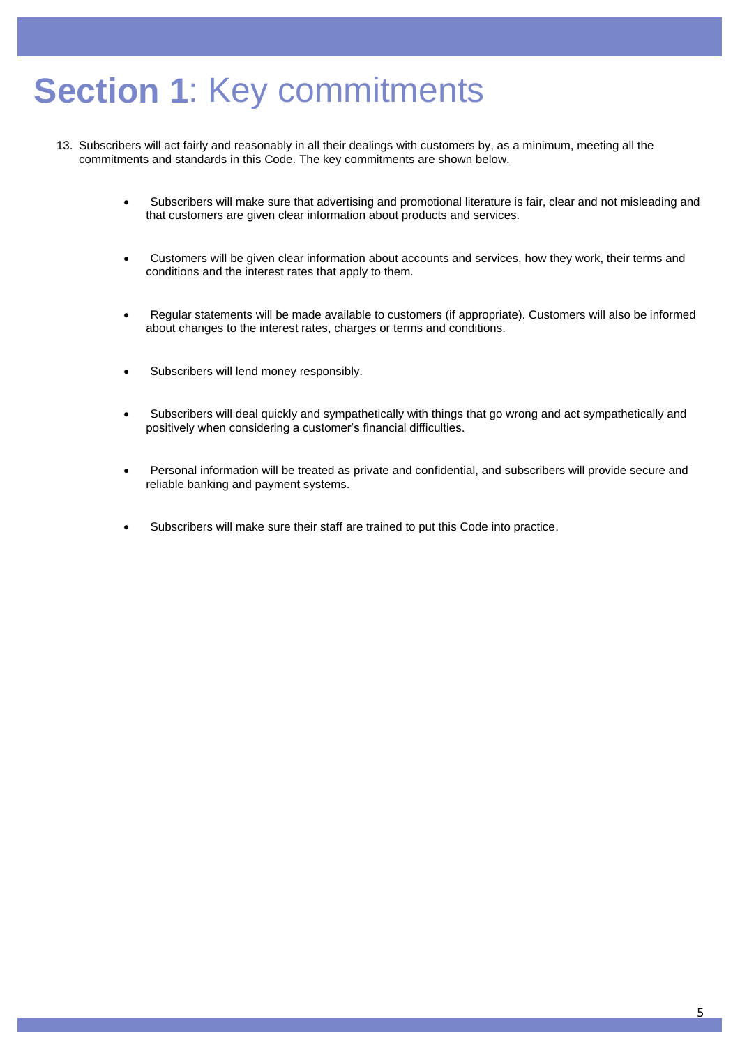# **Section 1**: Key commitments

13. Subscribers will act fairly and reasonably in all their dealings with customers by, as a minimum, meeting all the commitments and standards in this Code. The key commitments are shown below.

    - Subscribers will make sure that advertising and promotional literature is fair, clear and not misleading and that customers are given clear information about products and services.

    - Customers will be given clear information about accounts and services, how they work, their terms and conditions and the interest rates that apply to them.

    - Regular statements will be made available to customers (if appropriate). Customers will also be informed about changes to the interest rates, charges or terms and conditions.

    - Subscribers will lend money responsibly.

    - Subscribers will deal quickly and sympathetically with things that go wrong and act sympathetically and positively when considering a customer's financial difficulties.

    - Personal information will be treated as private and confidential, and subscribers will provide secure and reliable banking and payment systems.

    - Subscribers will make sure their staff are trained to put this Code into practice.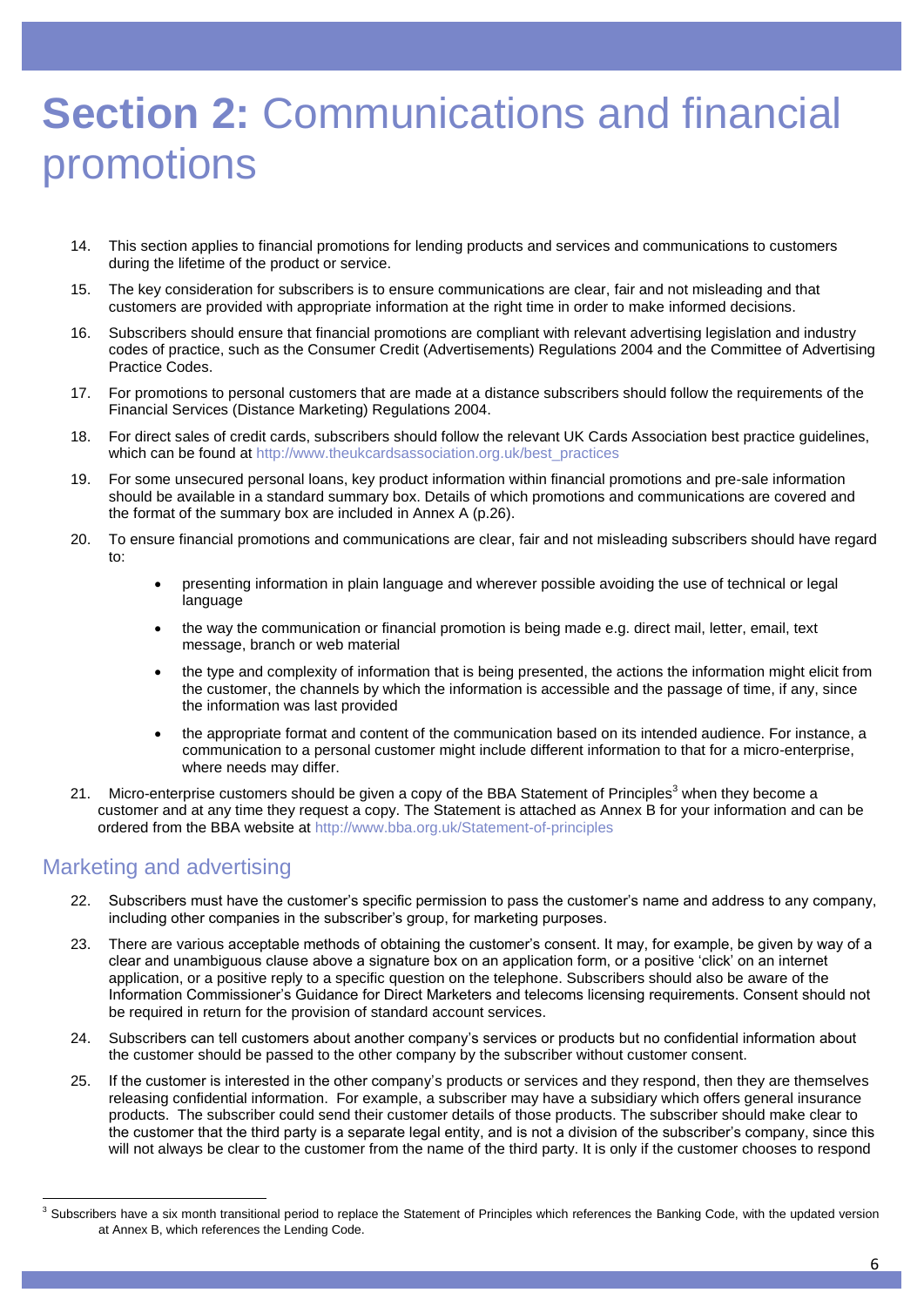# **Section 2:** Communications and financial promotions

14. This section applies to financial promotions for lending products and services and communications to customers during the lifetime of the product or service.

15. The key consideration for subscribers is to ensure communications are clear, fair and not misleading and that customers are provided with appropriate information at the right time in order to make informed decisions.

16. Subscribers should ensure that financial promotions are compliant with relevant advertising legislation and industry codes of practice, such as the Consumer Credit (Advertisements) Regulations 2004 and the Committee of Advertising Practice Codes.

17. For promotions to personal customers that are made at a distance subscribers should follow the requirements of the Financial Services (Distance Marketing) Regulations 2004.

18. For direct sales of credit cards, subscribers should follow the relevant UK Cards Association best practice guidelines, which can be found at http://www.theukcardsassociation.org.uk/best_practices

19. For some unsecured personal loans, key product information within financial promotions and pre-sale information should be available in a standard summary box. Details of which promotions and communications are covered and the format of the summary box are included in Annex A (p.26).

20. To ensure financial promotions and communications are clear, fair and not misleading subscribers should have regard to:

    - presenting information in plain language and wherever possible avoiding the use of technical or legal language
    - the way the communication or financial promotion is being made e.g. direct mail, letter, email, text message, branch or web material
    - the type and complexity of information that is being presented, the actions the information might elicit from the customer, the channels by which the information is accessible and the passage of time, if any, since the information was last provided
    - the appropriate format and content of the communication based on its intended audience. For instance, a communication to a personal customer might include different information to that for a micro-enterprise, where needs may differ.

21. Micro-enterprise customers should be given a copy of the BBA Statement of Principles[3] when they become a customer and at any time they request a copy. The Statement is attached as Annex B for your information and can be ordered from the BBA website at http://www.bba.org.uk/Statement-of-principles

## Marketing and advertising

22. Subscribers must have the customer's specific permission to pass the customer's name and address to any company, including other companies in the subscriber's group, for marketing purposes.

23. There are various acceptable methods of obtaining the customer's consent. It may, for example, be given by way of a clear and unambiguous clause above a signature box on an application form, or a positive 'click' on an internet application, or a positive reply to a specific question on the telephone. Subscribers should also be aware of the Information Commissioner's Guidance for Direct Marketers and telecoms licensing requirements. Consent should not be required in return for the provision of standard account services.

24. Subscribers can tell customers about another company's services or products but no confidential information about the customer should be passed to the other company by the subscriber without customer consent.

25. If the customer is interested in the other company's products or services and they respond, then they are themselves releasing confidential information. For example, a subscriber may have a subsidiary which offers general insurance products. The subscriber could send their customer details of those products. The subscriber should make clear to the customer that the third party is a separate legal entity, and is not a division of the subscriber's company, since this will not always be clear to the customer from the name of the third party. It is only if the customer chooses to respond

[3] Subscribers have a six month transitional period to replace the Statement of Principles which references the Banking Code, with the updated version at Annex B, which references the Lending Code.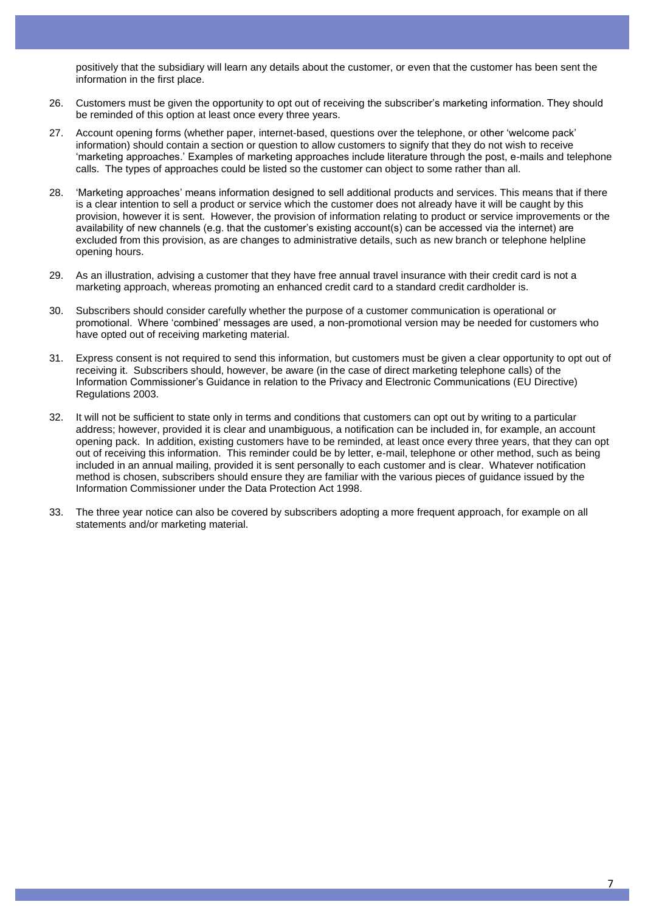positively that the subsidiary will learn any details about the customer, or even that the customer has been sent the information in the first place.

26. Customers must be given the opportunity to opt out of receiving the subscriber's marketing information. They should be reminded of this option at least once every three years.

27. Account opening forms (whether paper, internet-based, questions over the telephone, or other 'welcome pack' information) should contain a section or question to allow customers to signify that they do not wish to receive 'marketing approaches.' Examples of marketing approaches include literature through the post, e-mails and telephone calls. The types of approaches could be listed so the customer can object to some rather than all.

28. 'Marketing approaches' means information designed to sell additional products and services. This means that if there is a clear intention to sell a product or service which the customer does not already have it will be caught by this provision, however it is sent. However, the provision of information relating to product or service improvements or the availability of new channels (e.g. that the customer's existing account(s) can be accessed via the internet) are excluded from this provision, as are changes to administrative details, such as new branch or telephone helpline opening hours.

29. As an illustration, advising a customer that they have free annual travel insurance with their credit card is not a marketing approach, whereas promoting an enhanced credit card to a standard credit cardholder is.

30. Subscribers should consider carefully whether the purpose of a customer communication is operational or promotional. Where 'combined' messages are used, a non-promotional version may be needed for customers who have opted out of receiving marketing material.

31. Express consent is not required to send this information, but customers must be given a clear opportunity to opt out of receiving it. Subscribers should, however, be aware (in the case of direct marketing telephone calls) of the Information Commissioner's Guidance in relation to the Privacy and Electronic Communications (EU Directive) Regulations 2003.

32. It will not be sufficient to state only in terms and conditions that customers can opt out by writing to a particular address; however, provided it is clear and unambiguous, a notification can be included in, for example, an account opening pack. In addition, existing customers have to be reminded, at least once every three years, that they can opt out of receiving this information. This reminder could be by letter, e-mail, telephone or other method, such as being included in an annual mailing, provided it is sent personally to each customer and is clear. Whatever notification method is chosen, subscribers should ensure they are familiar with the various pieces of guidance issued by the Information Commissioner under the Data Protection Act 1998.

33. The three year notice can also be covered by subscribers adopting a more frequent approach, for example on all statements and/or marketing material.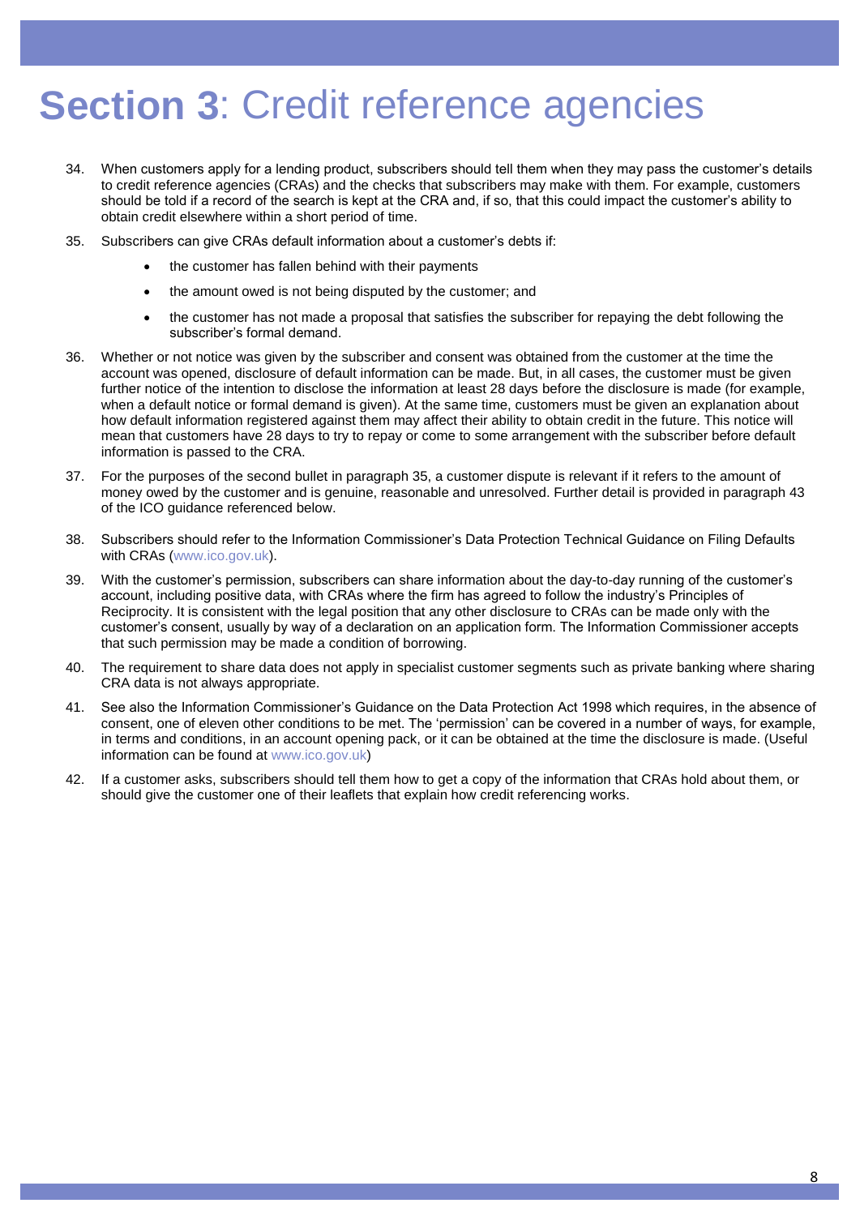# **Section 3**: Credit reference agencies

34. When customers apply for a lending product, subscribers should tell them when they may pass the customer's details to credit reference agencies (CRAs) and the checks that subscribers may make with them. For example, customers should be told if a record of the search is kept at the CRA and, if so, that this could impact the customer's ability to obtain credit elsewhere within a short period of time.

35. Subscribers can give CRAs default information about a customer's debts if:

    - the customer has fallen behind with their payments
    - the amount owed is not being disputed by the customer; and
    - the customer has not made a proposal that satisfies the subscriber for repaying the debt following the subscriber's formal demand.

36. Whether or not notice was given by the subscriber and consent was obtained from the customer at the time the account was opened, disclosure of default information can be made. But, in all cases, the customer must be given further notice of the intention to disclose the information at least 28 days before the disclosure is made (for example, when a default notice or formal demand is given). At the same time, customers must be given an explanation about how default information registered against them may affect their ability to obtain credit in the future. This notice will mean that customers have 28 days to try to repay or come to some arrangement with the subscriber before default information is passed to the CRA.

37. For the purposes of the second bullet in paragraph 35, a customer dispute is relevant if it refers to the amount of money owed by the customer and is genuine, reasonable and unresolved. Further detail is provided in paragraph 43 of the ICO guidance referenced below.

38. Subscribers should refer to the Information Commissioner's Data Protection Technical Guidance on Filing Defaults with CRAs (www.ico.gov.uk).

39. With the customer's permission, subscribers can share information about the day-to-day running of the customer's account, including positive data, with CRAs where the firm has agreed to follow the industry's Principles of Reciprocity. It is consistent with the legal position that any other disclosure to CRAs can be made only with the customer's consent, usually by way of a declaration on an application form. The Information Commissioner accepts that such permission may be made a condition of borrowing.

40. The requirement to share data does not apply in specialist customer segments such as private banking where sharing CRA data is not always appropriate.

41. See also the Information Commissioner's Guidance on the Data Protection Act 1998 which requires, in the absence of consent, one of eleven other conditions to be met. The 'permission' can be covered in a number of ways, for example, in terms and conditions, in an account opening pack, or it can be obtained at the time the disclosure is made. (Useful information can be found at www.ico.gov.uk)

42. If a customer asks, subscribers should tell them how to get a copy of the information that CRAs hold about them, or should give the customer one of their leaflets that explain how credit referencing works.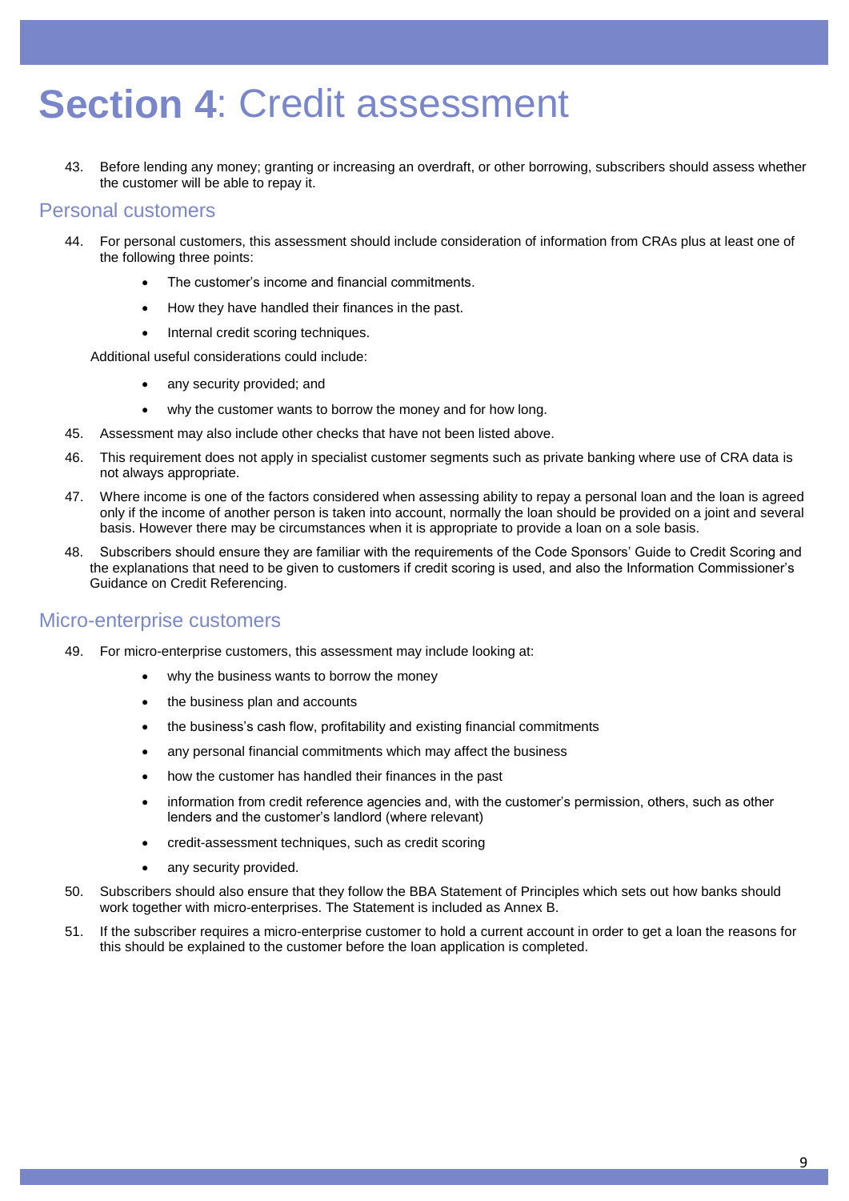# **Section 4**: Credit assessment

43. Before lending any money; granting or increasing an overdraft, or other borrowing, subscribers should assess whether the customer will be able to repay it.

## Personal customers

44. For personal customers, this assessment should include consideration of information from CRAs plus at least one of the following three points:

    - The customer's income and financial commitments.
    - How they have handled their finances in the past.
    - Internal credit scoring techniques.

    Additional useful considerations could include:

    - any security provided; and
    - why the customer wants to borrow the money and for how long.

45. Assessment may also include other checks that have not been listed above.

46. This requirement does not apply in specialist customer segments such as private banking where use of CRA data is not always appropriate.

47. Where income is one of the factors considered when assessing ability to repay a personal loan and the loan is agreed only if the income of another person is taken into account, normally the loan should be provided on a joint and several basis. However there may be circumstances when it is appropriate to provide a loan on a sole basis.

48. Subscribers should ensure they are familiar with the requirements of the Code Sponsors' Guide to Credit Scoring and the explanations that need to be given to customers if credit scoring is used, and also the Information Commissioner's Guidance on Credit Referencing.

## Micro-enterprise customers

49. For micro-enterprise customers, this assessment may include looking at:

    - why the business wants to borrow the money
    - the business plan and accounts
    - the business's cash flow, profitability and existing financial commitments
    - any personal financial commitments which may affect the business
    - how the customer has handled their finances in the past
    - information from credit reference agencies and, with the customer's permission, others, such as other lenders and the customer's landlord (where relevant)
    - credit-assessment techniques, such as credit scoring
    - any security provided.

50. Subscribers should also ensure that they follow the BBA Statement of Principles which sets out how banks should work together with micro-enterprises. The Statement is included as Annex B.

51. If the subscriber requires a micro-enterprise customer to hold a current account in order to get a loan the reasons for this should be explained to the customer before the loan application is completed.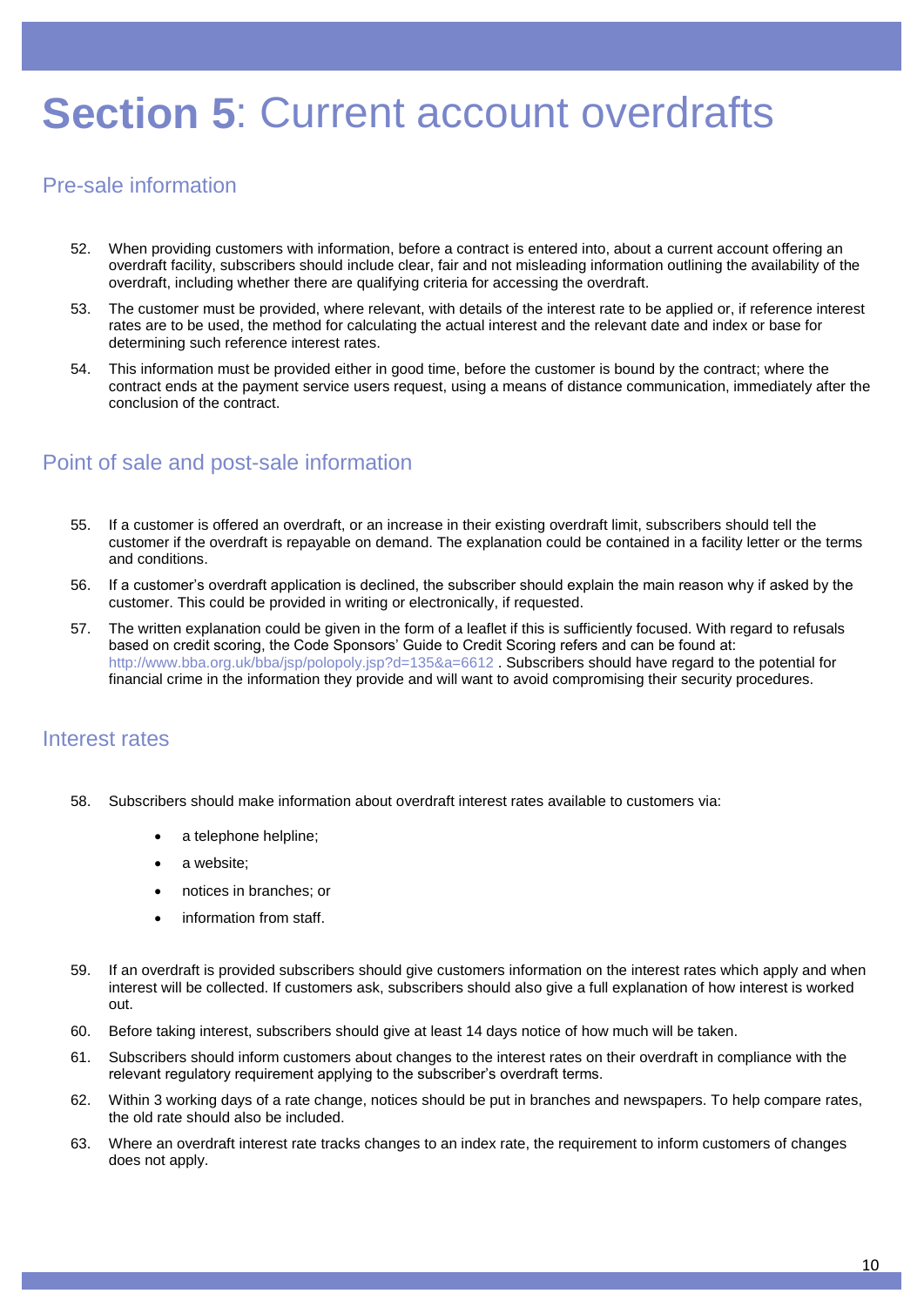# **Section 5**: Current account overdrafts

## Pre-sale information

52. When providing customers with information, before a contract is entered into, about a current account offering an overdraft facility, subscribers should include clear, fair and not misleading information outlining the availability of the overdraft, including whether there are qualifying criteria for accessing the overdraft.

53. The customer must be provided, where relevant, with details of the interest rate to be applied or, if reference interest rates are to be used, the method for calculating the actual interest and the relevant date and index or base for determining such reference interest rates.

54. This information must be provided either in good time, before the customer is bound by the contract; where the contract ends at the payment service users request, using a means of distance communication, immediately after the conclusion of the contract.

## Point of sale and post-sale information

55. If a customer is offered an overdraft, or an increase in their existing overdraft limit, subscribers should tell the customer if the overdraft is repayable on demand. The explanation could be contained in a facility letter or the terms and conditions.

56. If a customer's overdraft application is declined, the subscriber should explain the main reason why if asked by the customer. This could be provided in writing or electronically, if requested.

57. The written explanation could be given in the form of a leaflet if this is sufficiently focused. With regard to refusals based on credit scoring, the Code Sponsors' Guide to Credit Scoring refers and can be found at: http://www.bba.org.uk/bba/jsp/polopoly.jsp?d=135&a=6612 . Subscribers should have regard to the potential for financial crime in the information they provide and will want to avoid compromising their security procedures.

## Interest rates

58. Subscribers should make information about overdraft interest rates available to customers via:

    - a telephone helpline;
    - a website;
    - notices in branches; or
    - information from staff.

59. If an overdraft is provided subscribers should give customers information on the interest rates which apply and when interest will be collected. If customers ask, subscribers should also give a full explanation of how interest is worked out.

60. Before taking interest, subscribers should give at least 14 days notice of how much will be taken.

61. Subscribers should inform customers about changes to the interest rates on their overdraft in compliance with the relevant regulatory requirement applying to the subscriber's overdraft terms.

62. Within 3 working days of a rate change, notices should be put in branches and newspapers. To help compare rates, the old rate should also be included.

63. Where an overdraft interest rate tracks changes to an index rate, the requirement to inform customers of changes does not apply.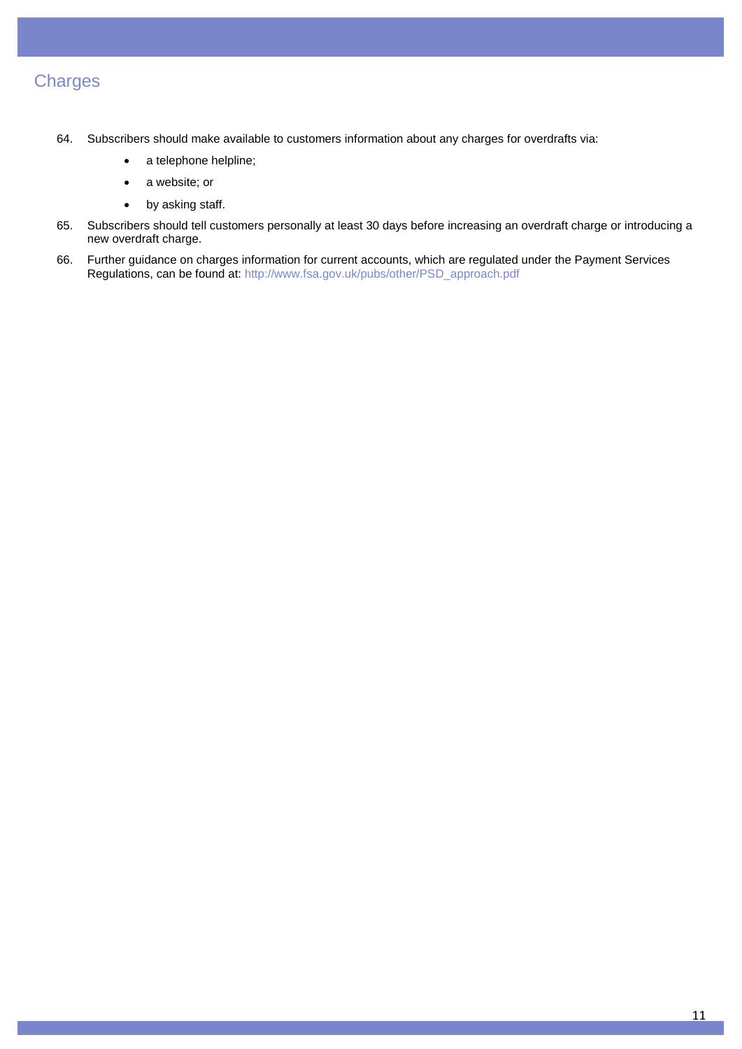## Charges

64. Subscribers should make available to customers information about any charges for overdrafts via:
    - a telephone helpline;
    - a website; or
    - by asking staff.
65. Subscribers should tell customers personally at least 30 days before increasing an overdraft charge or introducing a new overdraft charge.
66. Further guidance on charges information for current accounts, which are regulated under the Payment Services Regulations, can be found at: http://www.fsa.gov.uk/pubs/other/PSD_approach.pdf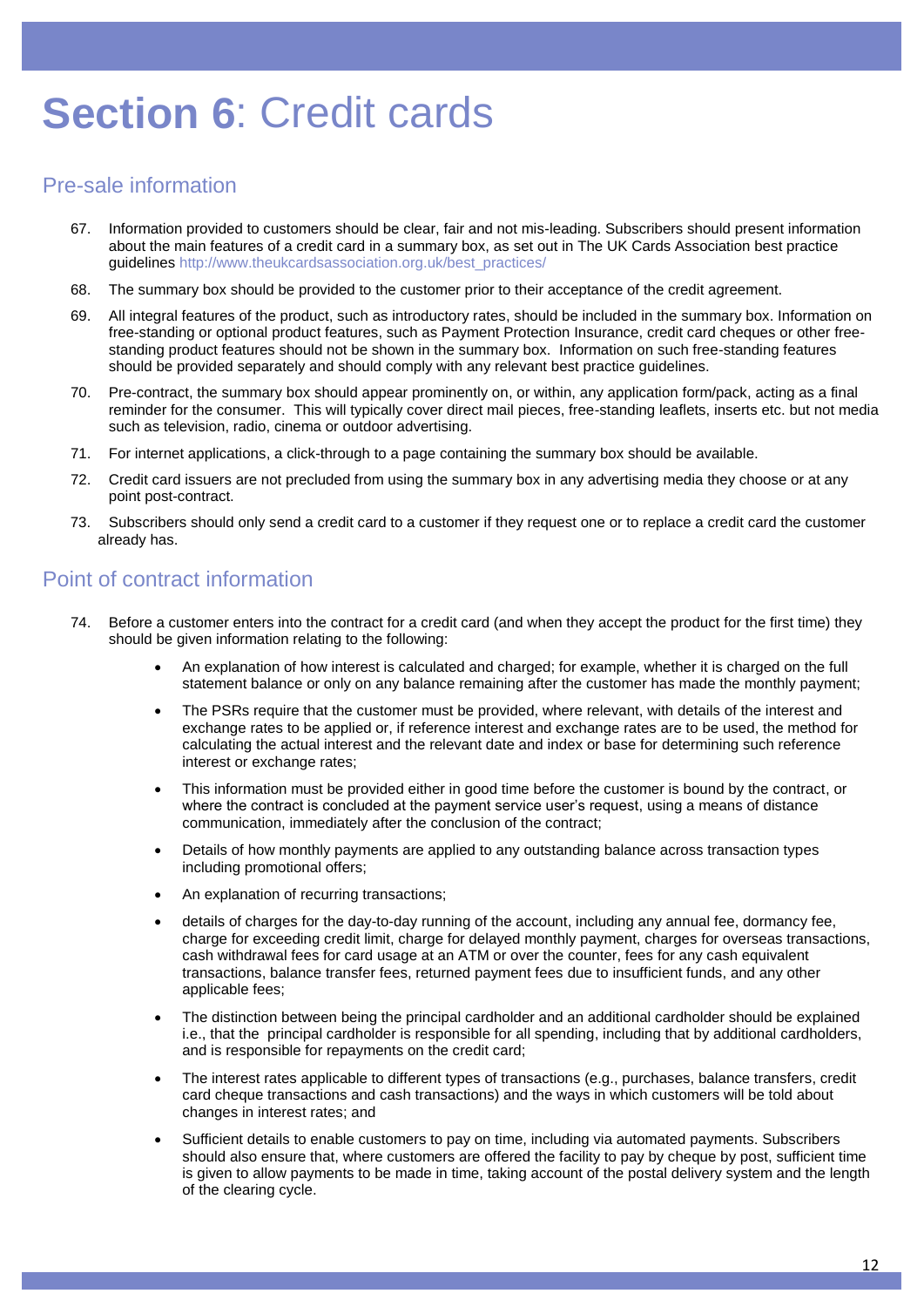# **Section 6**: Credit cards

## Pre-sale information

67. Information provided to customers should be clear, fair and not mis-leading. Subscribers should present information about the main features of a credit card in a summary box, as set out in The UK Cards Association best practice guidelines http://www.theukcardsassociation.org.uk/best_practices/

68. The summary box should be provided to the customer prior to their acceptance of the credit agreement.

69. All integral features of the product, such as introductory rates, should be included in the summary box. Information on free-standing or optional product features, such as Payment Protection Insurance, credit card cheques or other free-standing product features should not be shown in the summary box. Information on such free-standing features should be provided separately and should comply with any relevant best practice guidelines.

70. Pre-contract, the summary box should appear prominently on, or within, any application form/pack, acting as a final reminder for the consumer. This will typically cover direct mail pieces, free-standing leaflets, inserts etc. but not media such as television, radio, cinema or outdoor advertising.

71. For internet applications, a click-through to a page containing the summary box should be available.

72. Credit card issuers are not precluded from using the summary box in any advertising media they choose or at any point post-contract.

73. Subscribers should only send a credit card to a customer if they request one or to replace a credit card the customer already has.

## Point of contract information

74. Before a customer enters into the contract for a credit card (and when they accept the product for the first time) they should be given information relating to the following:

    - An explanation of how interest is calculated and charged; for example, whether it is charged on the full statement balance or only on any balance remaining after the customer has made the monthly payment;
    - The PSRs require that the customer must be provided, where relevant, with details of the interest and exchange rates to be applied or, if reference interest and exchange rates are to be used, the method for calculating the actual interest and the relevant date and index or base for determining such reference interest or exchange rates;
    - This information must be provided either in good time before the customer is bound by the contract, or where the contract is concluded at the payment service user's request, using a means of distance communication, immediately after the conclusion of the contract;
    - Details of how monthly payments are applied to any outstanding balance across transaction types including promotional offers;
    - An explanation of recurring transactions;
    - details of charges for the day-to-day running of the account, including any annual fee, dormancy fee, charge for exceeding credit limit, charge for delayed monthly payment, charges for overseas transactions, cash withdrawal fees for card usage at an ATM or over the counter, fees for any cash equivalent transactions, balance transfer fees, returned payment fees due to insufficient funds, and any other applicable fees;
    - The distinction between being the principal cardholder and an additional cardholder should be explained i.e., that the principal cardholder is responsible for all spending, including that by additional cardholders, and is responsible for repayments on the credit card;
    - The interest rates applicable to different types of transactions (e.g., purchases, balance transfers, credit card cheque transactions and cash transactions) and the ways in which customers will be told about changes in interest rates; and
    - Sufficient details to enable customers to pay on time, including via automated payments. Subscribers should also ensure that, where customers are offered the facility to pay by cheque by post, sufficient time is given to allow payments to be made in time, taking account of the postal delivery system and the length of the clearing cycle.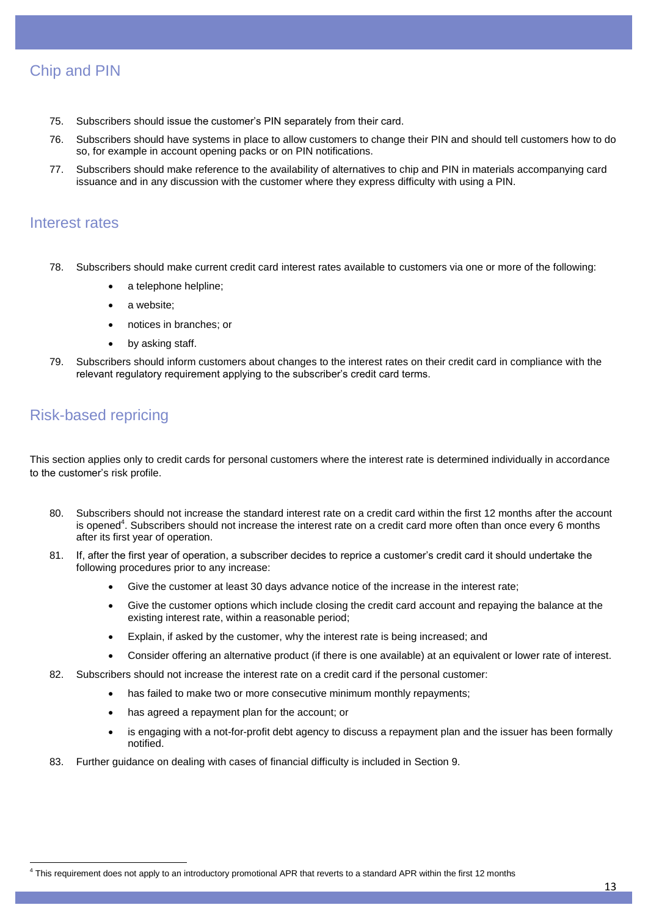## Chip and PIN

75. Subscribers should issue the customer's PIN separately from their card.
76. Subscribers should have systems in place to allow customers to change their PIN and should tell customers how to do so, for example in account opening packs or on PIN notifications.
77. Subscribers should make reference to the availability of alternatives to chip and PIN in materials accompanying card issuance and in any discussion with the customer where they express difficulty with using a PIN.

## Interest rates

78. Subscribers should make current credit card interest rates available to customers via one or more of the following:
    - a telephone helpline;
    - a website;
    - notices in branches; or
    - by asking staff.
79. Subscribers should inform customers about changes to the interest rates on their credit card in compliance with the relevant regulatory requirement applying to the subscriber's credit card terms.

## Risk-based repricing

This section applies only to credit cards for personal customers where the interest rate is determined individually in accordance to the customer's risk profile.

80. Subscribers should not increase the standard interest rate on a credit card within the first 12 months after the account is opened[4]. Subscribers should not increase the interest rate on a credit card more often than once every 6 months after its first year of operation.
81. If, after the first year of operation, a subscriber decides to reprice a customer's credit card it should undertake the following procedures prior to any increase:
    - Give the customer at least 30 days advance notice of the increase in the interest rate;
    - Give the customer options which include closing the credit card account and repaying the balance at the existing interest rate, within a reasonable period;
    - Explain, if asked by the customer, why the interest rate is being increased; and
    - Consider offering an alternative product (if there is one available) at an equivalent or lower rate of interest.
82. Subscribers should not increase the interest rate on a credit card if the personal customer:
    - has failed to make two or more consecutive minimum monthly repayments;
    - has agreed a repayment plan for the account; or
    - is engaging with a not-for-profit debt agency to discuss a repayment plan and the issuer has been formally notified.
83. Further guidance on dealing with cases of financial difficulty is included in Section 9.

[4] This requirement does not apply to an introductory promotional APR that reverts to a standard APR within the first 12 months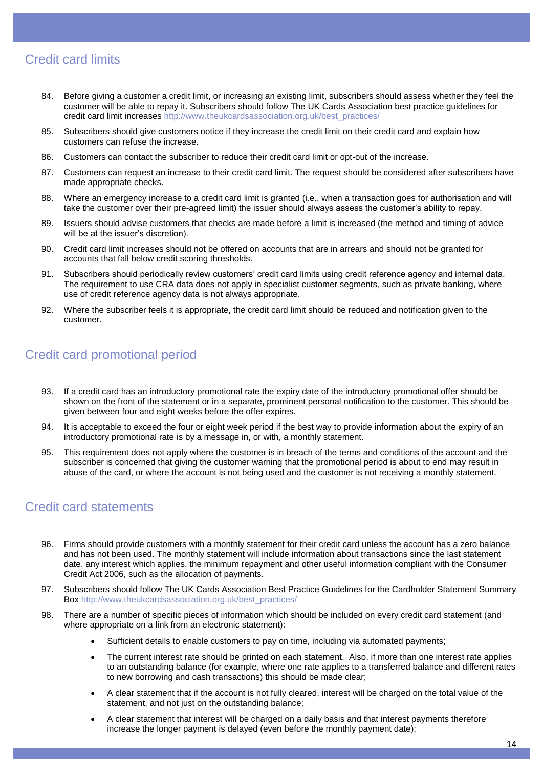## Credit card limits

84. Before giving a customer a credit limit, or increasing an existing limit, subscribers should assess whether they feel the customer will be able to repay it. Subscribers should follow The UK Cards Association best practice guidelines for credit card limit increases http://www.theukcardsassociation.org.uk/best_practices/

85. Subscribers should give customers notice if they increase the credit limit on their credit card and explain how customers can refuse the increase.

86. Customers can contact the subscriber to reduce their credit card limit or opt-out of the increase.

87. Customers can request an increase to their credit card limit. The request should be considered after subscribers have made appropriate checks.

88. Where an emergency increase to a credit card limit is granted (i.e., when a transaction goes for authorisation and will take the customer over their pre-agreed limit) the issuer should always assess the customer's ability to repay.

89. Issuers should advise customers that checks are made before a limit is increased (the method and timing of advice will be at the issuer's discretion).

90. Credit card limit increases should not be offered on accounts that are in arrears and should not be granted for accounts that fall below credit scoring thresholds.

91. Subscribers should periodically review customers' credit card limits using credit reference agency and internal data. The requirement to use CRA data does not apply in specialist customer segments, such as private banking, where use of credit reference agency data is not always appropriate.

92. Where the subscriber feels it is appropriate, the credit card limit should be reduced and notification given to the customer.

## Credit card promotional period

93. If a credit card has an introductory promotional rate the expiry date of the introductory promotional offer should be shown on the front of the statement or in a separate, prominent personal notification to the customer. This should be given between four and eight weeks before the offer expires.

94. It is acceptable to exceed the four or eight week period if the best way to provide information about the expiry of an introductory promotional rate is by a message in, or with, a monthly statement.

95. This requirement does not apply where the customer is in breach of the terms and conditions of the account and the subscriber is concerned that giving the customer warning that the promotional period is about to end may result in abuse of the card, or where the account is not being used and the customer is not receiving a monthly statement.

## Credit card statements

96. Firms should provide customers with a monthly statement for their credit card unless the account has a zero balance and has not been used. The monthly statement will include information about transactions since the last statement date, any interest which applies, the minimum repayment and other useful information compliant with the Consumer Credit Act 2006, such as the allocation of payments.

97. Subscribers should follow The UK Cards Association Best Practice Guidelines for the Cardholder Statement Summary Box http://www.theukcardsassociation.org.uk/best_practices/

98. There are a number of specific pieces of information which should be included on every credit card statement (and where appropriate on a link from an electronic statement):

    - Sufficient details to enable customers to pay on time, including via automated payments;
    - The current interest rate should be printed on each statement. Also, if more than one interest rate applies to an outstanding balance (for example, where one rate applies to a transferred balance and different rates to new borrowing and cash transactions) this should be made clear;
    - A clear statement that if the account is not fully cleared, interest will be charged on the total value of the statement, and not just on the outstanding balance;
    - A clear statement that interest will be charged on a daily basis and that interest payments therefore increase the longer payment is delayed (even before the monthly payment date);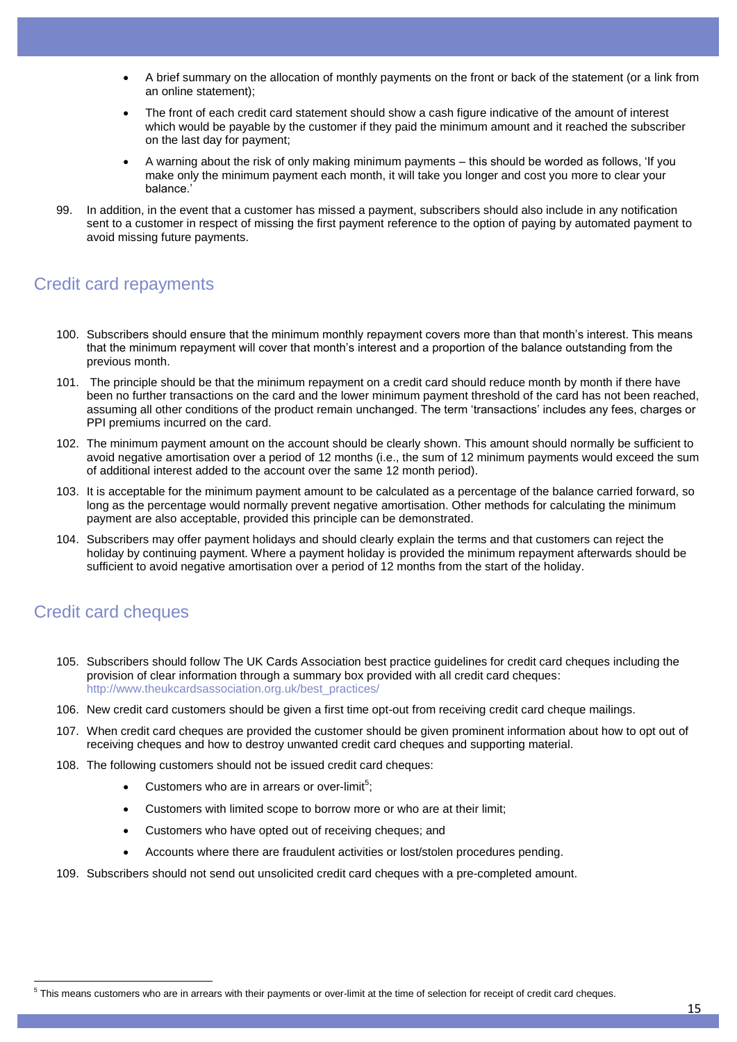- A brief summary on the allocation of monthly payments on the front or back of the statement (or a link from an online statement);
- The front of each credit card statement should show a cash figure indicative of the amount of interest which would be payable by the customer if they paid the minimum amount and it reached the subscriber on the last day for payment;
- A warning about the risk of only making minimum payments – this should be worded as follows, 'If you make only the minimum payment each month, it will take you longer and cost you more to clear your balance.'

99. In addition, in the event that a customer has missed a payment, subscribers should also include in any notification sent to a customer in respect of missing the first payment reference to the option of paying by automated payment to avoid missing future payments.

## Credit card repayments

100. Subscribers should ensure that the minimum monthly repayment covers more than that month's interest. This means that the minimum repayment will cover that month's interest and a proportion of the balance outstanding from the previous month.

101. The principle should be that the minimum repayment on a credit card should reduce month by month if there have been no further transactions on the card and the lower minimum payment threshold of the card has not been reached, assuming all other conditions of the product remain unchanged. The term 'transactions' includes any fees, charges or PPI premiums incurred on the card.

102. The minimum payment amount on the account should be clearly shown. This amount should normally be sufficient to avoid negative amortisation over a period of 12 months (i.e., the sum of 12 minimum payments would exceed the sum of additional interest added to the account over the same 12 month period).

103. It is acceptable for the minimum payment amount to be calculated as a percentage of the balance carried forward, so long as the percentage would normally prevent negative amortisation. Other methods for calculating the minimum payment are also acceptable, provided this principle can be demonstrated.

104. Subscribers may offer payment holidays and should clearly explain the terms and that customers can reject the holiday by continuing payment. Where a payment holiday is provided the minimum repayment afterwards should be sufficient to avoid negative amortisation over a period of 12 months from the start of the holiday.

## Credit card cheques

105. Subscribers should follow The UK Cards Association best practice guidelines for credit card cheques including the provision of clear information through a summary box provided with all credit card cheques: http://www.theukcardsassociation.org.uk/best_practices/

106. New credit card customers should be given a first time opt-out from receiving credit card cheque mailings.

107. When credit card cheques are provided the customer should be given prominent information about how to opt out of receiving cheques and how to destroy unwanted credit card cheques and supporting material.

108. The following customers should not be issued credit card cheques:
    - Customers who are in arrears or over-limit[5];
    - Customers with limited scope to borrow more or who are at their limit;
    - Customers who have opted out of receiving cheques; and
    - Accounts where there are fraudulent activities or lost/stolen procedures pending.

109. Subscribers should not send out unsolicited credit card cheques with a pre-completed amount.

[5] This means customers who are in arrears with their payments or over-limit at the time of selection for receipt of credit card cheques.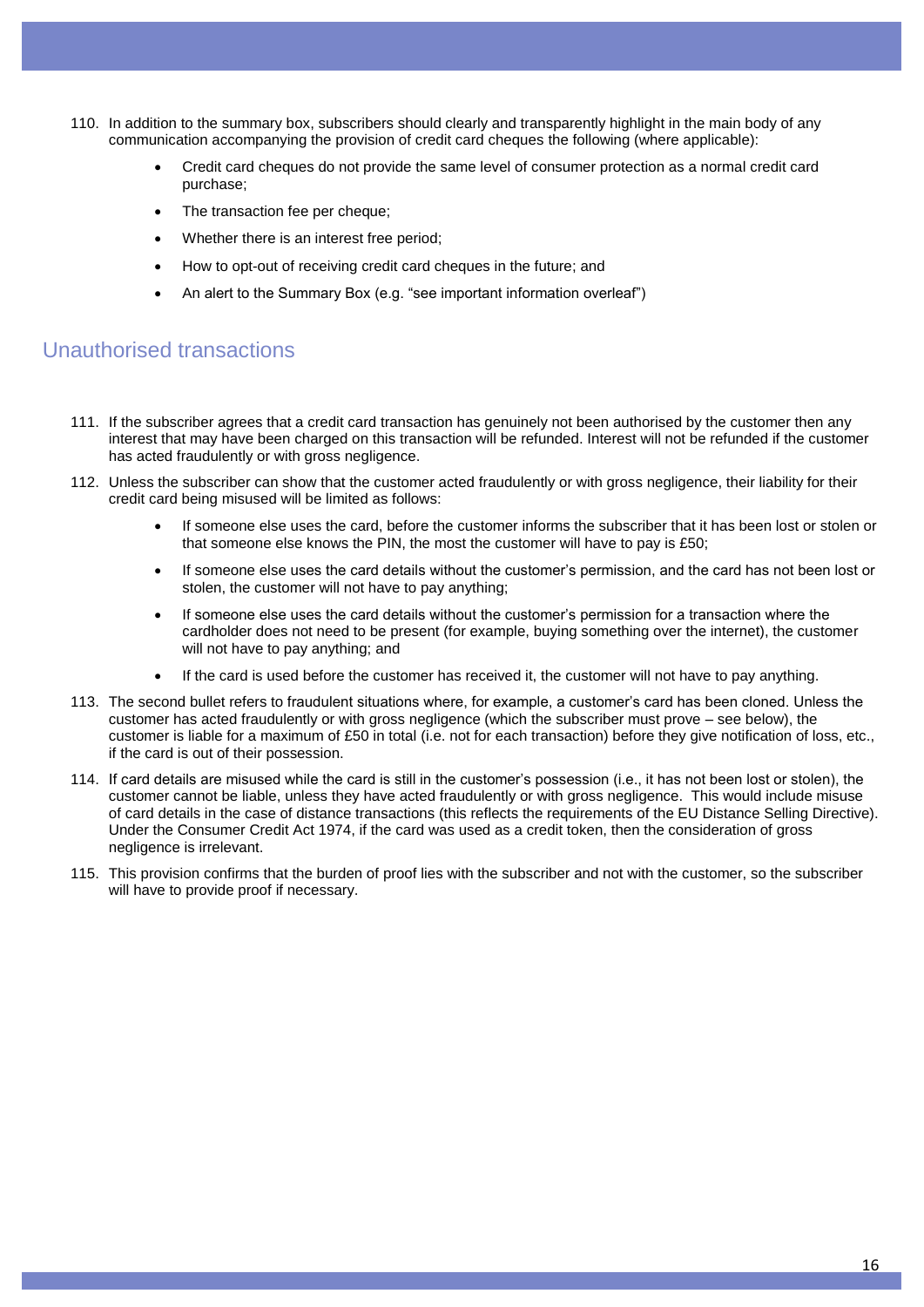110. In addition to the summary box, subscribers should clearly and transparently highlight in the main body of any communication accompanying the provision of credit card cheques the following (where applicable):

    - Credit card cheques do not provide the same level of consumer protection as a normal credit card purchase;
    - The transaction fee per cheque;
    - Whether there is an interest free period;
    - How to opt-out of receiving credit card cheques in the future; and
    - An alert to the Summary Box (e.g. "see important information overleaf")

## Unauthorised transactions

111. If the subscriber agrees that a credit card transaction has genuinely not been authorised by the customer then any interest that may have been charged on this transaction will be refunded. Interest will not be refunded if the customer has acted fraudulently or with gross negligence.

112. Unless the subscriber can show that the customer acted fraudulently or with gross negligence, their liability for their credit card being misused will be limited as follows:

    - If someone else uses the card, before the customer informs the subscriber that it has been lost or stolen or that someone else knows the PIN, the most the customer will have to pay is £50;
    - If someone else uses the card details without the customer's permission, and the card has not been lost or stolen, the customer will not have to pay anything;
    - If someone else uses the card details without the customer's permission for a transaction where the cardholder does not need to be present (for example, buying something over the internet), the customer will not have to pay anything; and
    - If the card is used before the customer has received it, the customer will not have to pay anything.

113. The second bullet refers to fraudulent situations where, for example, a customer's card has been cloned. Unless the customer has acted fraudulently or with gross negligence (which the subscriber must prove – see below), the customer is liable for a maximum of £50 in total (i.e. not for each transaction) before they give notification of loss, etc., if the card is out of their possession.

114. If card details are misused while the card is still in the customer's possession (i.e., it has not been lost or stolen), the customer cannot be liable, unless they have acted fraudulently or with gross negligence. This would include misuse of card details in the case of distance transactions (this reflects the requirements of the EU Distance Selling Directive). Under the Consumer Credit Act 1974, if the card was used as a credit token, then the consideration of gross negligence is irrelevant.

115. This provision confirms that the burden of proof lies with the subscriber and not with the customer, so the subscriber will have to provide proof if necessary.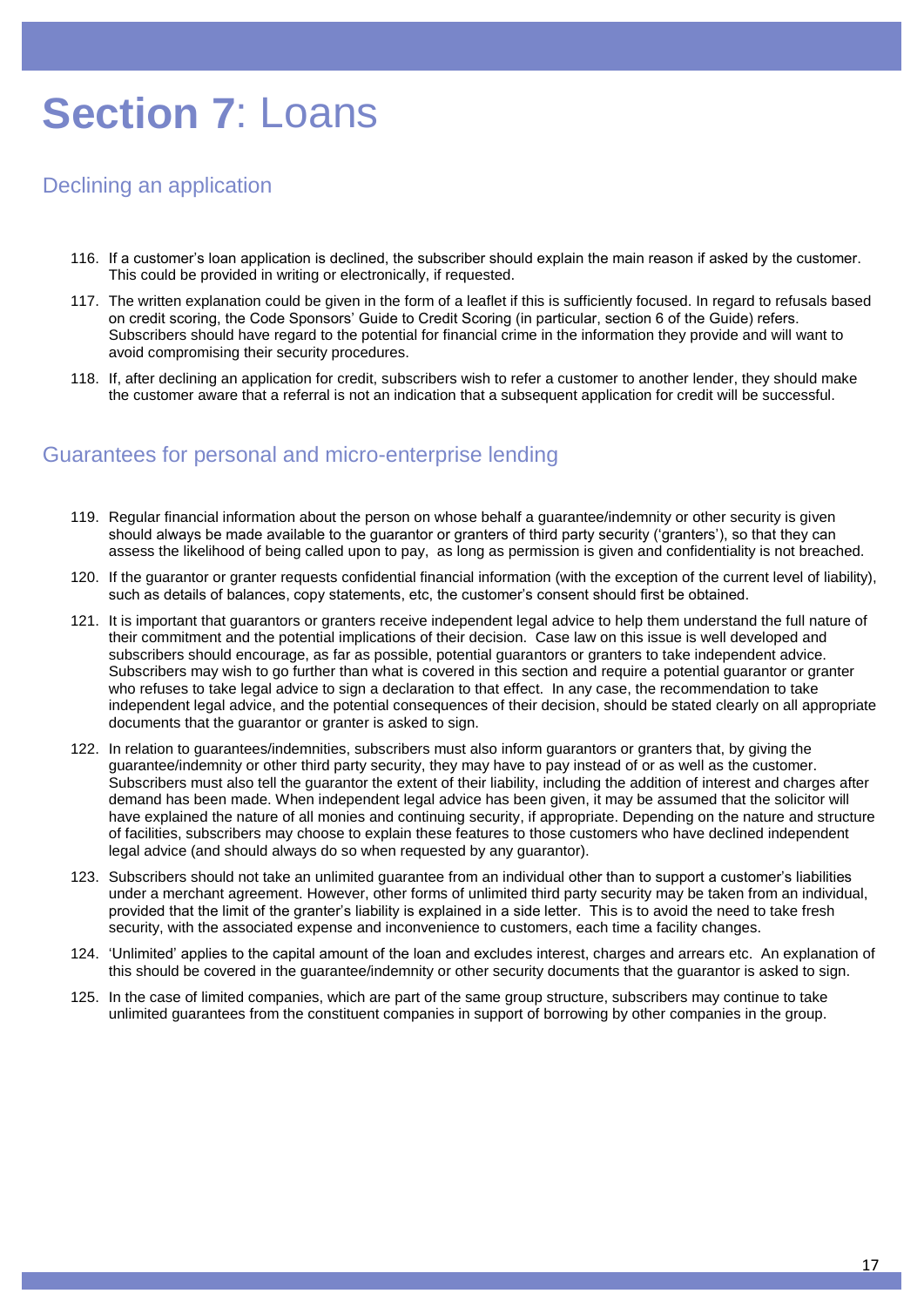# **Section 7**: Loans

## Declining an application

116. If a customer's loan application is declined, the subscriber should explain the main reason if asked by the customer. This could be provided in writing or electronically, if requested.

117. The written explanation could be given in the form of a leaflet if this is sufficiently focused. In regard to refusals based on credit scoring, the Code Sponsors' Guide to Credit Scoring (in particular, section 6 of the Guide) refers. Subscribers should have regard to the potential for financial crime in the information they provide and will want to avoid compromising their security procedures.

118. If, after declining an application for credit, subscribers wish to refer a customer to another lender, they should make the customer aware that a referral is not an indication that a subsequent application for credit will be successful.

## Guarantees for personal and micro-enterprise lending

119. Regular financial information about the person on whose behalf a guarantee/indemnity or other security is given should always be made available to the guarantor or granters of third party security ('granters'), so that they can assess the likelihood of being called upon to pay, as long as permission is given and confidentiality is not breached.

120. If the guarantor or granter requests confidential financial information (with the exception of the current level of liability), such as details of balances, copy statements, etc, the customer's consent should first be obtained.

121. It is important that guarantors or granters receive independent legal advice to help them understand the full nature of their commitment and the potential implications of their decision. Case law on this issue is well developed and subscribers should encourage, as far as possible, potential guarantors or granters to take independent advice. Subscribers may wish to go further than what is covered in this section and require a potential guarantor or granter who refuses to take legal advice to sign a declaration to that effect. In any case, the recommendation to take independent legal advice, and the potential consequences of their decision, should be stated clearly on all appropriate documents that the guarantor or granter is asked to sign.

122. In relation to guarantees/indemnities, subscribers must also inform guarantors or granters that, by giving the guarantee/indemnity or other third party security, they may have to pay instead of or as well as the customer. Subscribers must also tell the guarantor the extent of their liability, including the addition of interest and charges after demand has been made. When independent legal advice has been given, it may be assumed that the solicitor will have explained the nature of all monies and continuing security, if appropriate. Depending on the nature and structure of facilities, subscribers may choose to explain these features to those customers who have declined independent legal advice (and should always do so when requested by any guarantor).

123. Subscribers should not take an unlimited guarantee from an individual other than to support a customer's liabilities under a merchant agreement. However, other forms of unlimited third party security may be taken from an individual, provided that the limit of the granter's liability is explained in a side letter. This is to avoid the need to take fresh security, with the associated expense and inconvenience to customers, each time a facility changes.

124. 'Unlimited' applies to the capital amount of the loan and excludes interest, charges and arrears etc. An explanation of this should be covered in the guarantee/indemnity or other security documents that the guarantor is asked to sign.

125. In the case of limited companies, which are part of the same group structure, subscribers may continue to take unlimited guarantees from the constituent companies in support of borrowing by other companies in the group.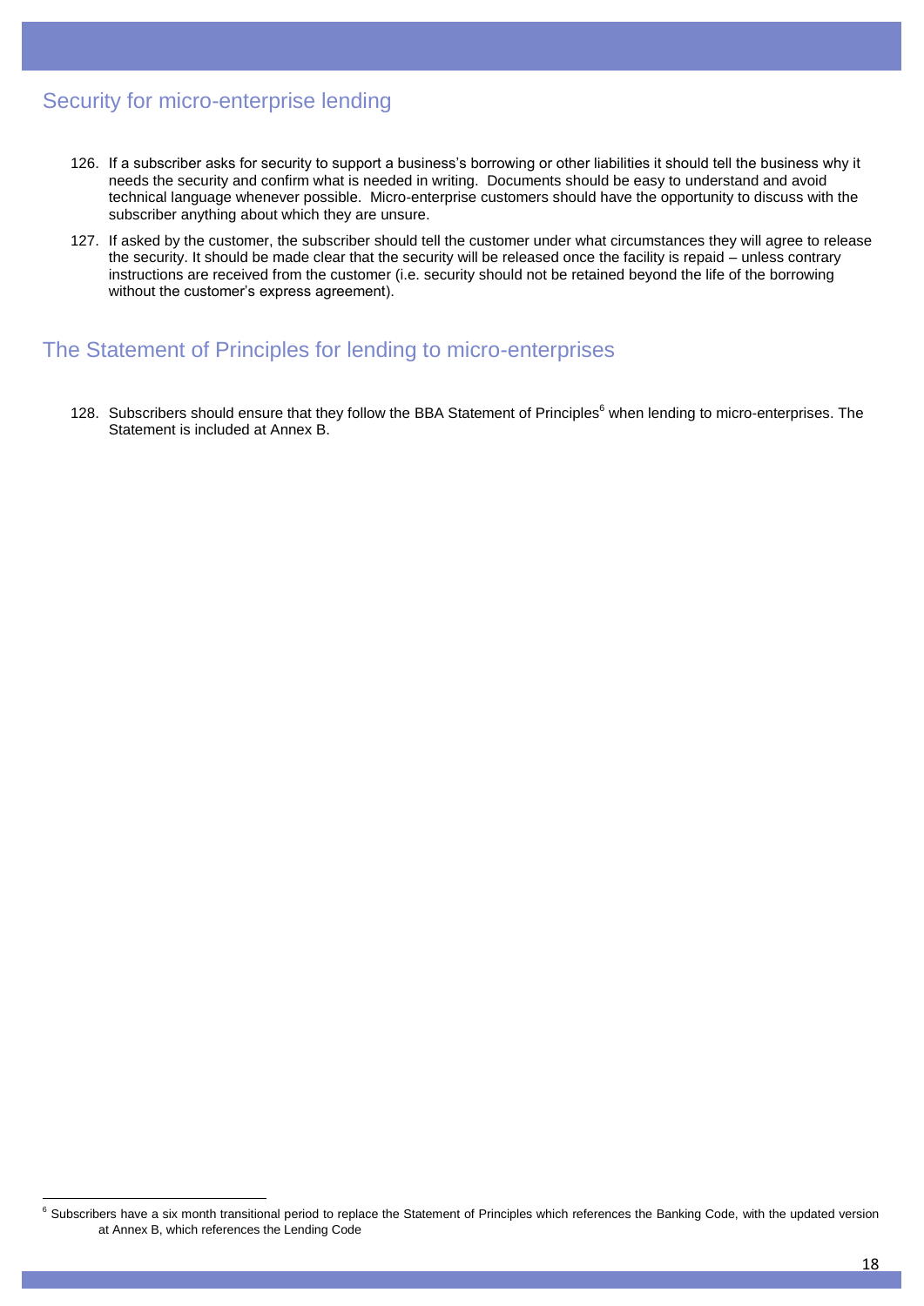## Security for micro-enterprise lending

126. If a subscriber asks for security to support a business's borrowing or other liabilities it should tell the business why it needs the security and confirm what is needed in writing. Documents should be easy to understand and avoid technical language whenever possible. Micro-enterprise customers should have the opportunity to discuss with the subscriber anything about which they are unsure.

127. If asked by the customer, the subscriber should tell the customer under what circumstances they will agree to release the security. It should be made clear that the security will be released once the facility is repaid – unless contrary instructions are received from the customer (i.e. security should not be retained beyond the life of the borrowing without the customer's express agreement).

## The Statement of Principles for lending to micro-enterprises

128. Subscribers should ensure that they follow the BBA Statement of Principles[6] when lending to micro-enterprises. The Statement is included at Annex B.

---

[6] Subscribers have a six month transitional period to replace the Statement of Principles which references the Banking Code, with the updated version at Annex B, which references the Lending Code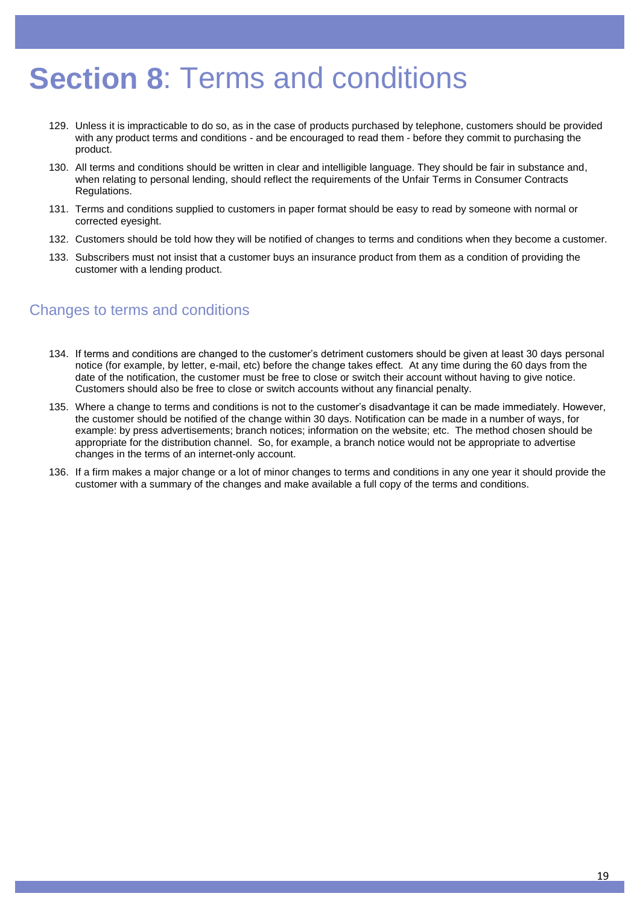# **Section 8**: Terms and conditions

129. Unless it is impracticable to do so, as in the case of products purchased by telephone, customers should be provided with any product terms and conditions - and be encouraged to read them - before they commit to purchasing the product.
130. All terms and conditions should be written in clear and intelligible language. They should be fair in substance and, when relating to personal lending, should reflect the requirements of the Unfair Terms in Consumer Contracts Regulations.
131. Terms and conditions supplied to customers in paper format should be easy to read by someone with normal or corrected eyesight.
132. Customers should be told how they will be notified of changes to terms and conditions when they become a customer.
133. Subscribers must not insist that a customer buys an insurance product from them as a condition of providing the customer with a lending product.

## Changes to terms and conditions

134. If terms and conditions are changed to the customer's detriment customers should be given at least 30 days personal notice (for example, by letter, e-mail, etc) before the change takes effect. At any time during the 60 days from the date of the notification, the customer must be free to close or switch their account without having to give notice. Customers should also be free to close or switch accounts without any financial penalty.
135. Where a change to terms and conditions is not to the customer's disadvantage it can be made immediately. However, the customer should be notified of the change within 30 days. Notification can be made in a number of ways, for example: by press advertisements; branch notices; information on the website; etc. The method chosen should be appropriate for the distribution channel. So, for example, a branch notice would not be appropriate to advertise changes in the terms of an internet-only account.
136. If a firm makes a major change or a lot of minor changes to terms and conditions in any one year it should provide the customer with a summary of the changes and make available a full copy of the terms and conditions.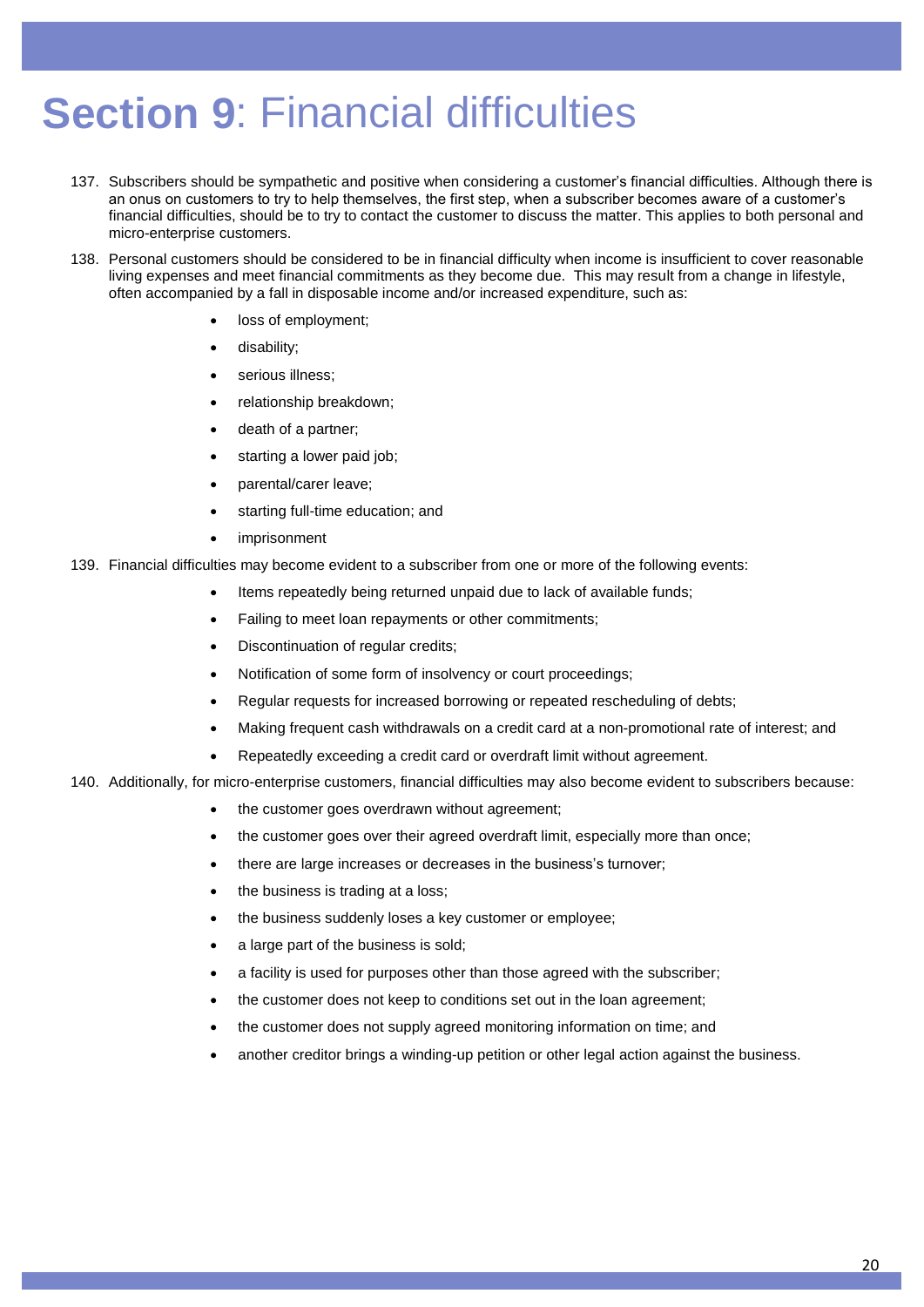# **Section 9**: Financial difficulties

137. Subscribers should be sympathetic and positive when considering a customer's financial difficulties. Although there is an onus on customers to try to help themselves, the first step, when a subscriber becomes aware of a customer's financial difficulties, should be to try to contact the customer to discuss the matter. This applies to both personal and micro-enterprise customers.

138. Personal customers should be considered to be in financial difficulty when income is insufficient to cover reasonable living expenses and meet financial commitments as they become due. This may result from a change in lifestyle, often accompanied by a fall in disposable income and/or increased expenditure, such as:

    - loss of employment;
    - disability;
    - serious illness;
    - relationship breakdown;
    - death of a partner;
    - starting a lower paid job;
    - parental/carer leave;
    - starting full-time education; and
    - imprisonment

139. Financial difficulties may become evident to a subscriber from one or more of the following events:

    - Items repeatedly being returned unpaid due to lack of available funds;
    - Failing to meet loan repayments or other commitments;
    - Discontinuation of regular credits;
    - Notification of some form of insolvency or court proceedings;
    - Regular requests for increased borrowing or repeated rescheduling of debts;
    - Making frequent cash withdrawals on a credit card at a non-promotional rate of interest; and
    - Repeatedly exceeding a credit card or overdraft limit without agreement.

140. Additionally, for micro-enterprise customers, financial difficulties may also become evident to subscribers because:

    - the customer goes overdrawn without agreement;
    - the customer goes over their agreed overdraft limit, especially more than once;
    - there are large increases or decreases in the business's turnover;
    - the business is trading at a loss;
    - the business suddenly loses a key customer or employee;
    - a large part of the business is sold;
    - a facility is used for purposes other than those agreed with the subscriber;
    - the customer does not keep to conditions set out in the loan agreement;
    - the customer does not supply agreed monitoring information on time; and
    - another creditor brings a winding-up petition or other legal action against the business.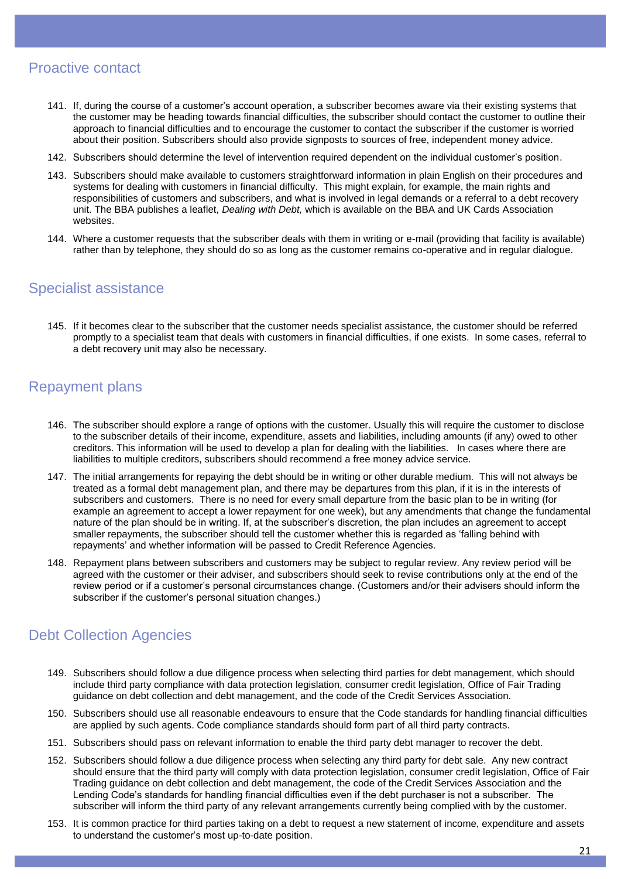## Proactive contact

141. If, during the course of a customer's account operation, a subscriber becomes aware via their existing systems that the customer may be heading towards financial difficulties, the subscriber should contact the customer to outline their approach to financial difficulties and to encourage the customer to contact the subscriber if the customer is worried about their position. Subscribers should also provide signposts to sources of free, independent money advice.

142. Subscribers should determine the level of intervention required dependent on the individual customer's position.

143. Subscribers should make available to customers straightforward information in plain English on their procedures and systems for dealing with customers in financial difficulty. This might explain, for example, the main rights and responsibilities of customers and subscribers, and what is involved in legal demands or a referral to a debt recovery unit. The BBA publishes a leaflet, *Dealing with Debt,* which is available on the BBA and UK Cards Association websites.

144. Where a customer requests that the subscriber deals with them in writing or e-mail (providing that facility is available) rather than by telephone, they should do so as long as the customer remains co-operative and in regular dialogue.

## Specialist assistance

145. If it becomes clear to the subscriber that the customer needs specialist assistance, the customer should be referred promptly to a specialist team that deals with customers in financial difficulties, if one exists. In some cases, referral to a debt recovery unit may also be necessary.

## Repayment plans

146. The subscriber should explore a range of options with the customer. Usually this will require the customer to disclose to the subscriber details of their income, expenditure, assets and liabilities, including amounts (if any) owed to other creditors. This information will be used to develop a plan for dealing with the liabilities. In cases where there are liabilities to multiple creditors, subscribers should recommend a free money advice service.

147. The initial arrangements for repaying the debt should be in writing or other durable medium. This will not always be treated as a formal debt management plan, and there may be departures from this plan, if it is in the interests of subscribers and customers. There is no need for every small departure from the basic plan to be in writing (for example an agreement to accept a lower repayment for one week), but any amendments that change the fundamental nature of the plan should be in writing. If, at the subscriber's discretion, the plan includes an agreement to accept smaller repayments, the subscriber should tell the customer whether this is regarded as 'falling behind with repayments' and whether information will be passed to Credit Reference Agencies.

148. Repayment plans between subscribers and customers may be subject to regular review. Any review period will be agreed with the customer or their adviser, and subscribers should seek to revise contributions only at the end of the review period or if a customer's personal circumstances change. (Customers and/or their advisers should inform the subscriber if the customer's personal situation changes.)

## Debt Collection Agencies

149. Subscribers should follow a due diligence process when selecting third parties for debt management, which should include third party compliance with data protection legislation, consumer credit legislation, Office of Fair Trading guidance on debt collection and debt management, and the code of the Credit Services Association.

150. Subscribers should use all reasonable endeavours to ensure that the Code standards for handling financial difficulties are applied by such agents. Code compliance standards should form part of all third party contracts.

151. Subscribers should pass on relevant information to enable the third party debt manager to recover the debt.

152. Subscribers should follow a due diligence process when selecting any third party for debt sale. Any new contract should ensure that the third party will comply with data protection legislation, consumer credit legislation, Office of Fair Trading guidance on debt collection and debt management, the code of the Credit Services Association and the Lending Code's standards for handling financial difficulties even if the debt purchaser is not a subscriber. The subscriber will inform the third party of any relevant arrangements currently being complied with by the customer.

153. It is common practice for third parties taking on a debt to request a new statement of income, expenditure and assets to understand the customer's most up-to-date position.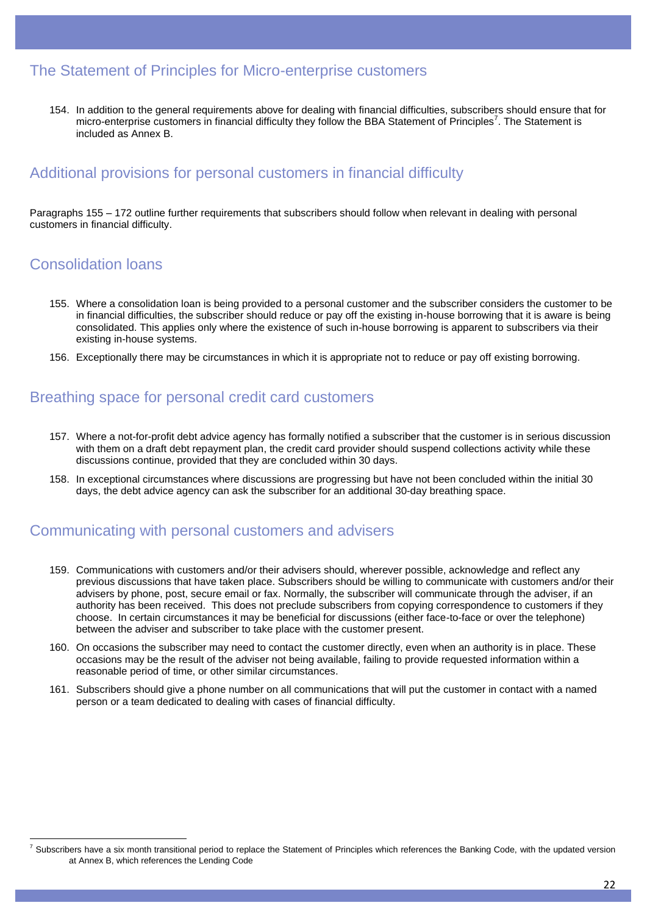## The Statement of Principles for Micro-enterprise customers

154. In addition to the general requirements above for dealing with financial difficulties, subscribers should ensure that for micro-enterprise customers in financial difficulty they follow the BBA Statement of Principles[7]. The Statement is included as Annex B.

## Additional provisions for personal customers in financial difficulty

Paragraphs 155 – 172 outline further requirements that subscribers should follow when relevant in dealing with personal customers in financial difficulty.

## Consolidation loans

155. Where a consolidation loan is being provided to a personal customer and the subscriber considers the customer to be in financial difficulties, the subscriber should reduce or pay off the existing in-house borrowing that it is aware is being consolidated. This applies only where the existence of such in-house borrowing is apparent to subscribers via their existing in-house systems.

156. Exceptionally there may be circumstances in which it is appropriate not to reduce or pay off existing borrowing.

## Breathing space for personal credit card customers

157. Where a not-for-profit debt advice agency has formally notified a subscriber that the customer is in serious discussion with them on a draft debt repayment plan, the credit card provider should suspend collections activity while these discussions continue, provided that they are concluded within 30 days.

158. In exceptional circumstances where discussions are progressing but have not been concluded within the initial 30 days, the debt advice agency can ask the subscriber for an additional 30-day breathing space.

## Communicating with personal customers and advisers

159. Communications with customers and/or their advisers should, wherever possible, acknowledge and reflect any previous discussions that have taken place. Subscribers should be willing to communicate with customers and/or their advisers by phone, post, secure email or fax. Normally, the subscriber will communicate through the adviser, if an authority has been received. This does not preclude subscribers from copying correspondence to customers if they choose. In certain circumstances it may be beneficial for discussions (either face-to-face or over the telephone) between the adviser and subscriber to take place with the customer present.

160. On occasions the subscriber may need to contact the customer directly, even when an authority is in place. These occasions may be the result of the adviser not being available, failing to provide requested information within a reasonable period of time, or other similar circumstances.

161. Subscribers should give a phone number on all communications that will put the customer in contact with a named person or a team dedicated to dealing with cases of financial difficulty.

---

[7] Subscribers have a six month transitional period to replace the Statement of Principles which references the Banking Code, with the updated version at Annex B, which references the Lending Code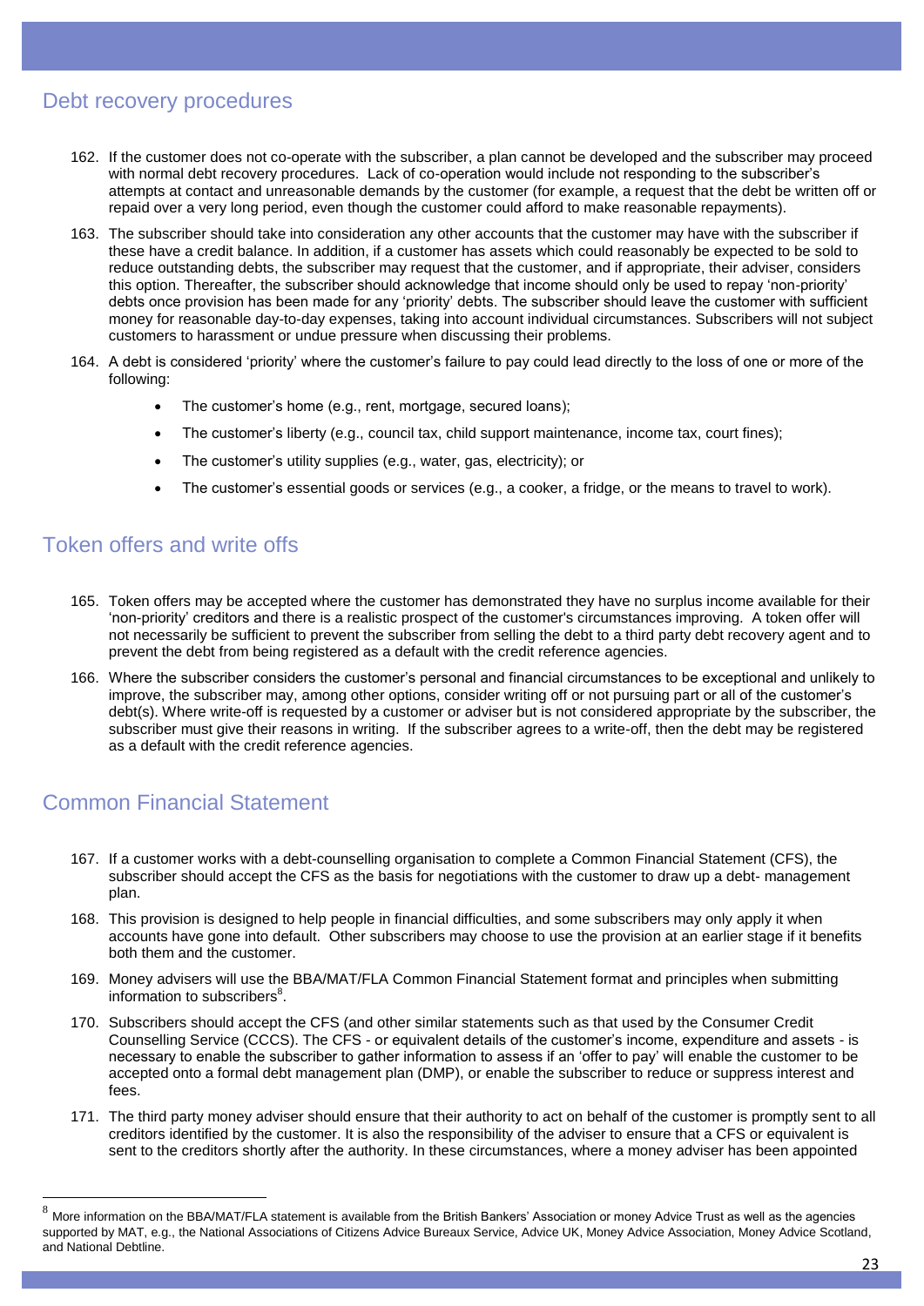## Debt recovery procedures

162. If the customer does not co-operate with the subscriber, a plan cannot be developed and the subscriber may proceed with normal debt recovery procedures. Lack of co-operation would include not responding to the subscriber's attempts at contact and unreasonable demands by the customer (for example, a request that the debt be written off or repaid over a very long period, even though the customer could afford to make reasonable repayments).

163. The subscriber should take into consideration any other accounts that the customer may have with the subscriber if these have a credit balance. In addition, if a customer has assets which could reasonably be expected to be sold to reduce outstanding debts, the subscriber may request that the customer, and if appropriate, their adviser, considers this option. Thereafter, the subscriber should acknowledge that income should only be used to repay 'non-priority' debts once provision has been made for any 'priority' debts. The subscriber should leave the customer with sufficient money for reasonable day-to-day expenses, taking into account individual circumstances. Subscribers will not subject customers to harassment or undue pressure when discussing their problems.

164. A debt is considered 'priority' where the customer's failure to pay could lead directly to the loss of one or more of the following:

    - The customer's home (e.g., rent, mortgage, secured loans);
    - The customer's liberty (e.g., council tax, child support maintenance, income tax, court fines);
    - The customer's utility supplies (e.g., water, gas, electricity); or
    - The customer's essential goods or services (e.g., a cooker, a fridge, or the means to travel to work).

## Token offers and write offs

165. Token offers may be accepted where the customer has demonstrated they have no surplus income available for their 'non-priority' creditors and there is a realistic prospect of the customer's circumstances improving. A token offer will not necessarily be sufficient to prevent the subscriber from selling the debt to a third party debt recovery agent and to prevent the debt from being registered as a default with the credit reference agencies.

166. Where the subscriber considers the customer's personal and financial circumstances to be exceptional and unlikely to improve, the subscriber may, among other options, consider writing off or not pursuing part or all of the customer's debt(s). Where write-off is requested by a customer or adviser but is not considered appropriate by the subscriber, the subscriber must give their reasons in writing. If the subscriber agrees to a write-off, then the debt may be registered as a default with the credit reference agencies.

## Common Financial Statement

167. If a customer works with a debt-counselling organisation to complete a Common Financial Statement (CFS), the subscriber should accept the CFS as the basis for negotiations with the customer to draw up a debt- management plan.

168. This provision is designed to help people in financial difficulties, and some subscribers may only apply it when accounts have gone into default. Other subscribers may choose to use the provision at an earlier stage if it benefits both them and the customer.

169. Money advisers will use the BBA/MAT/FLA Common Financial Statement format and principles when submitting information to subscribers[8].

170. Subscribers should accept the CFS (and other similar statements such as that used by the Consumer Credit Counselling Service (CCCS). The CFS - or equivalent details of the customer's income, expenditure and assets - is necessary to enable the subscriber to gather information to assess if an 'offer to pay' will enable the customer to be accepted onto a formal debt management plan (DMP), or enable the subscriber to reduce or suppress interest and fees.

171. The third party money adviser should ensure that their authority to act on behalf of the customer is promptly sent to all creditors identified by the customer. It is also the responsibility of the adviser to ensure that a CFS or equivalent is sent to the creditors shortly after the authority. In these circumstances, where a money adviser has been appointed

---

[8] More information on the BBA/MAT/FLA statement is available from the British Bankers' Association or money Advice Trust as well as the agencies supported by MAT, e.g., the National Associations of Citizens Advice Bureaux Service, Advice UK, Money Advice Association, Money Advice Scotland, and National Debtline.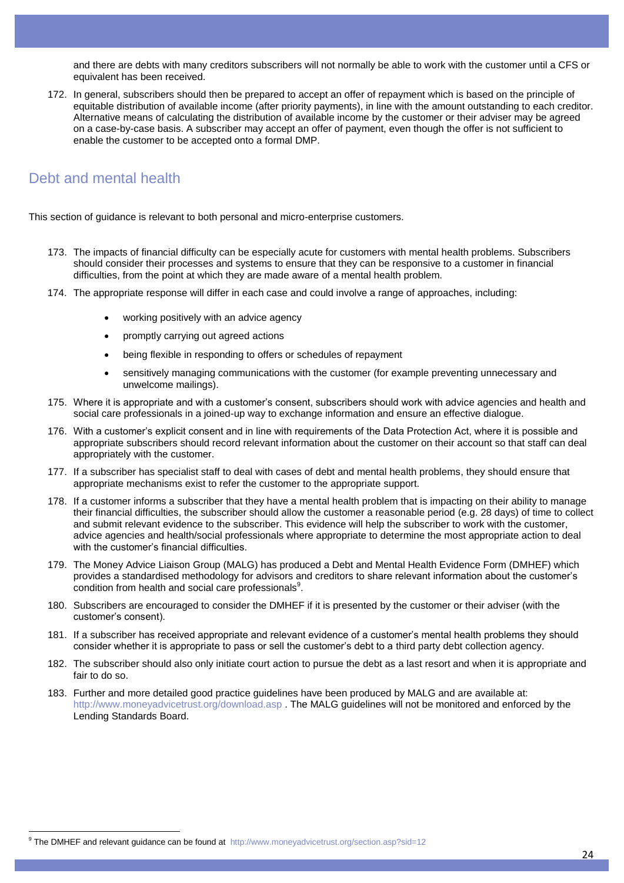and there are debts with many creditors subscribers will not normally be able to work with the customer until a CFS or equivalent has been received.

172. In general, subscribers should then be prepared to accept an offer of repayment which is based on the principle of equitable distribution of available income (after priority payments), in line with the amount outstanding to each creditor. Alternative means of calculating the distribution of available income by the customer or their adviser may be agreed on a case-by-case basis. A subscriber may accept an offer of payment, even though the offer is not sufficient to enable the customer to be accepted onto a formal DMP.

## Debt and mental health

This section of guidance is relevant to both personal and micro-enterprise customers.

173. The impacts of financial difficulty can be especially acute for customers with mental health problems. Subscribers should consider their processes and systems to ensure that they can be responsive to a customer in financial difficulties, from the point at which they are made aware of a mental health problem.

174. The appropriate response will differ in each case and could involve a range of approaches, including:

    - working positively with an advice agency
    - promptly carrying out agreed actions
    - being flexible in responding to offers or schedules of repayment
    - sensitively managing communications with the customer (for example preventing unnecessary and unwelcome mailings).

175. Where it is appropriate and with a customer's consent, subscribers should work with advice agencies and health and social care professionals in a joined-up way to exchange information and ensure an effective dialogue.

176. With a customer's explicit consent and in line with requirements of the Data Protection Act, where it is possible and appropriate subscribers should record relevant information about the customer on their account so that staff can deal appropriately with the customer.

177. If a subscriber has specialist staff to deal with cases of debt and mental health problems, they should ensure that appropriate mechanisms exist to refer the customer to the appropriate support.

178. If a customer informs a subscriber that they have a mental health problem that is impacting on their ability to manage their financial difficulties, the subscriber should allow the customer a reasonable period (e.g. 28 days) of time to collect and submit relevant evidence to the subscriber. This evidence will help the subscriber to work with the customer, advice agencies and health/social professionals where appropriate to determine the most appropriate action to deal with the customer's financial difficulties.

179. The Money Advice Liaison Group (MALG) has produced a Debt and Mental Health Evidence Form (DMHEF) which provides a standardised methodology for advisors and creditors to share relevant information about the customer's condition from health and social care professionals[9].

180. Subscribers are encouraged to consider the DMHEF if it is presented by the customer or their adviser (with the customer's consent).

181. If a subscriber has received appropriate and relevant evidence of a customer's mental health problems they should consider whether it is appropriate to pass or sell the customer's debt to a third party debt collection agency.

182. The subscriber should also only initiate court action to pursue the debt as a last resort and when it is appropriate and fair to do so.

183. Further and more detailed good practice guidelines have been produced by MALG and are available at: http://www.moneyadvicetrust.org/download.asp . The MALG guidelines will not be monitored and enforced by the Lending Standards Board.

---

[9] The DMHEF and relevant guidance can be found at http://www.moneyadvicetrust.org/section.asp?sid=12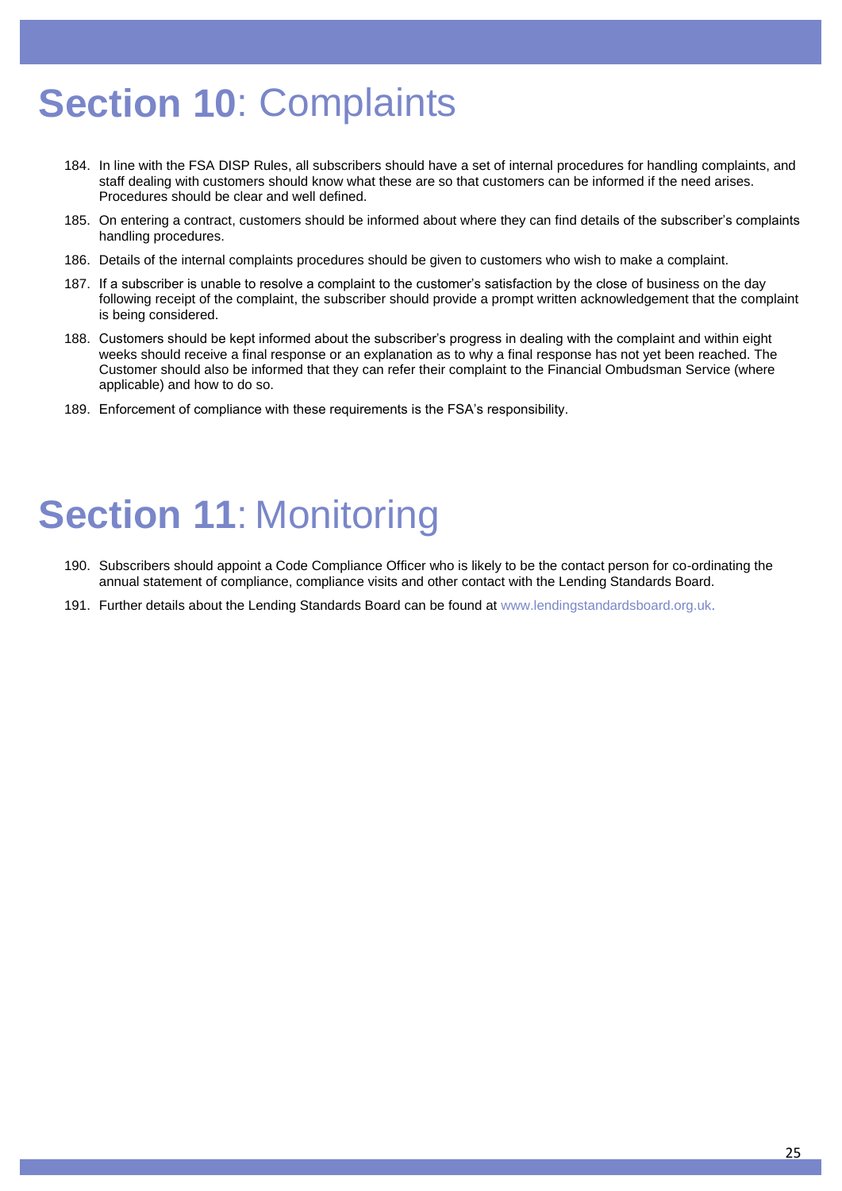# **Section 10**: Complaints

184. In line with the FSA DISP Rules, all subscribers should have a set of internal procedures for handling complaints, and staff dealing with customers should know what these are so that customers can be informed if the need arises. Procedures should be clear and well defined.

185. On entering a contract, customers should be informed about where they can find details of the subscriber's complaints handling procedures.

186. Details of the internal complaints procedures should be given to customers who wish to make a complaint.

187. If a subscriber is unable to resolve a complaint to the customer's satisfaction by the close of business on the day following receipt of the complaint, the subscriber should provide a prompt written acknowledgement that the complaint is being considered.

188. Customers should be kept informed about the subscriber's progress in dealing with the complaint and within eight weeks should receive a final response or an explanation as to why a final response has not yet been reached. The Customer should also be informed that they can refer their complaint to the Financial Ombudsman Service (where applicable) and how to do so.

189. Enforcement of compliance with these requirements is the FSA's responsibility.

# **Section 11**: Monitoring

190. Subscribers should appoint a Code Compliance Officer who is likely to be the contact person for co-ordinating the annual statement of compliance, compliance visits and other contact with the Lending Standards Board.

191. Further details about the Lending Standards Board can be found at www.lendingstandardsboard.org.uk.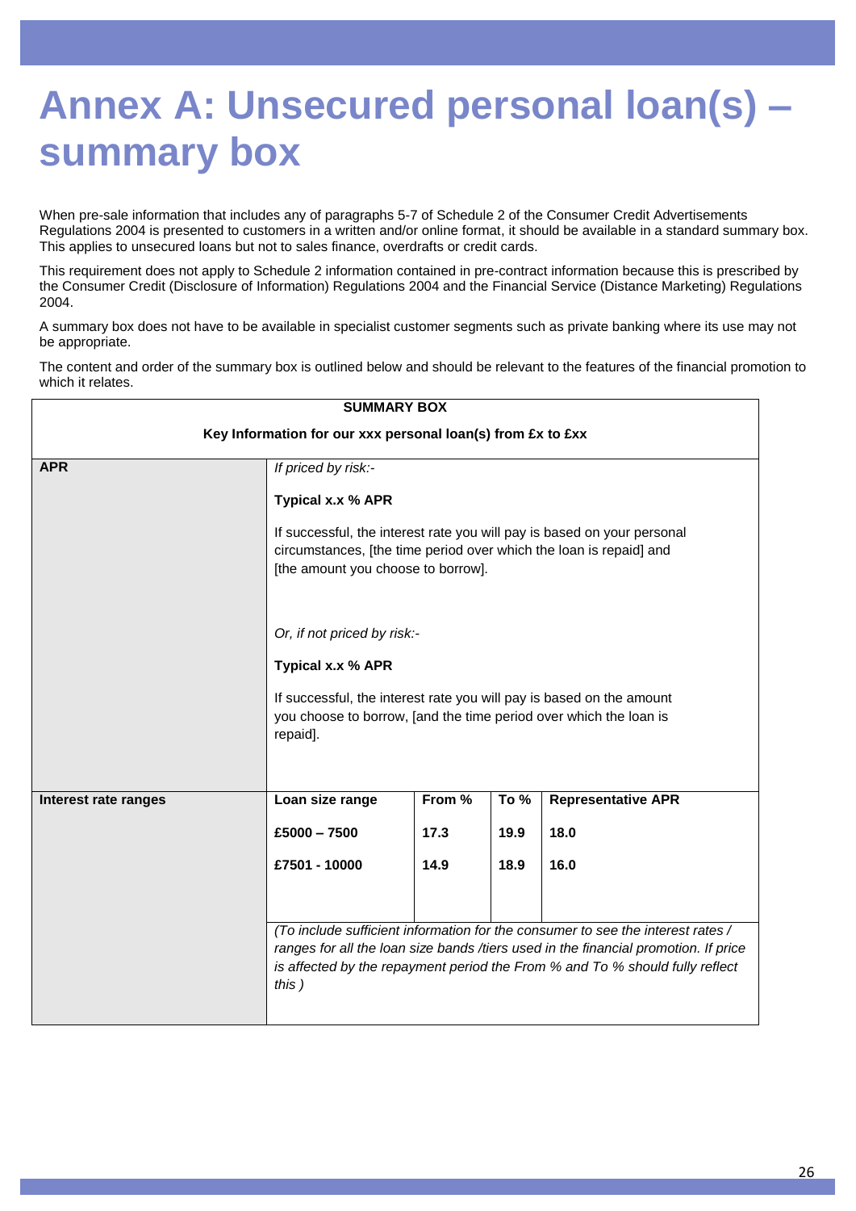# Annex A: Unsecured personal loan(s) – summary box

When pre-sale information that includes any of paragraphs 5-7 of Schedule 2 of the Consumer Credit Advertisements Regulations 2004 is presented to customers in a written and/or online format, it should be available in a standard summary box. This applies to unsecured loans but not to sales finance, overdrafts or credit cards.

This requirement does not apply to Schedule 2 information contained in pre-contract information because this is prescribed by the Consumer Credit (Disclosure of Information) Regulations 2004 and the Financial Service (Distance Marketing) Regulations 2004.

A summary box does not have to be available in specialist customer segments such as private banking where its use may not be appropriate.

The content and order of the summary box is outlined below and should be relevant to the features of the financial promotion to which it relates.

| **SUMMARY BOX**<br><br>**Key Information for our xxx personal loan(s) from £x to £xx** | | | | |
|---|---|---|---|---|
| **APR** | *If priced by risk:-*<br><br>**Typical x.x % APR**<br><br>If successful, the interest rate you will pay is based on your personal circumstances, [the time period over which the loan is repaid] and [the amount you choose to borrow].<br><br>*Or, if not priced by risk:-*<br><br>**Typical x.x % APR**<br><br>If successful, the interest rate you will pay is based on the amount you choose to borrow, [and the time period over which the loan is repaid]. | | | |
| **Interest rate ranges** | **Loan size range** | **From %** | **To %** | **Representative APR** |
| | **£5000 – 7500** | **17.3** | **19.9** | **18.0** |
| | **£7501 - 10000** | **14.9** | **18.9** | **16.0** |
| | *(To include sufficient information for the consumer to see the interest rates / ranges for all the loan size bands /tiers used in the financial promotion. If price is affected by the repayment period the From % and To % should fully reflect this )* | | | |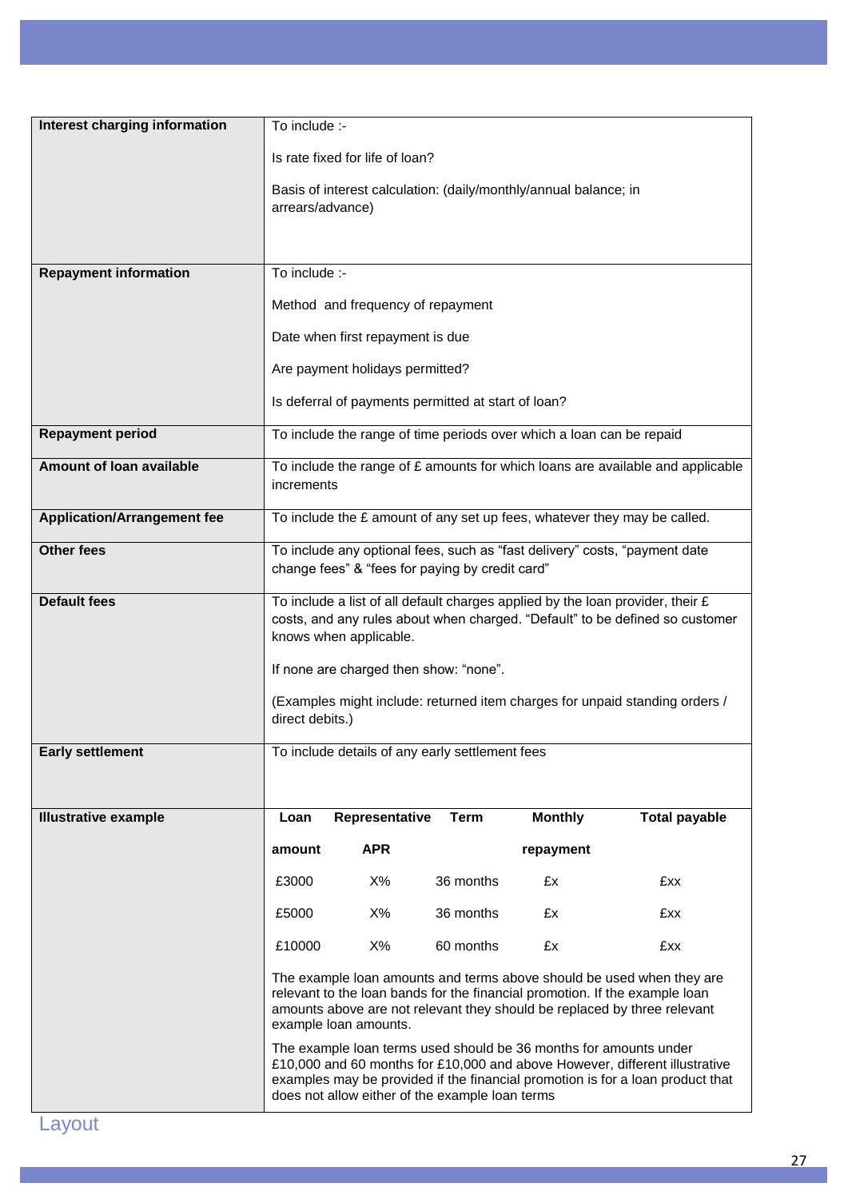| | |
|---|---|
| **Interest charging information** | To include :-<br><br>Is rate fixed for life of loan?<br><br>Basis of interest calculation: (daily/monthly/annual balance; in arrears/advance) |
| **Repayment information** | To include :-<br><br>Method and frequency of repayment<br><br>Date when first repayment is due<br><br>Are payment holidays permitted?<br><br>Is deferral of payments permitted at start of loan? |
| **Repayment period** | To include the range of time periods over which a loan can be repaid |
| **Amount of loan available** | To include the range of £ amounts for which loans are available and applicable increments |
| **Application/Arrangement fee** | To include the £ amount of any set up fees, whatever they may be called. |
| **Other fees** | To include any optional fees, such as "fast delivery" costs, "payment date change fees" & "fees for paying by credit card" |
| **Default fees** | To include a list of all default charges applied by the loan provider, their £ costs, and any rules about when charged. "Default" to be defined so customer knows when applicable.<br><br>If none are charged then show: "none".<br><br>(Examples might include: returned item charges for unpaid standing orders / direct debits.) |
| **Early settlement** | To include details of any early settlement fees |
| **Illustrative example** | See below |

**Illustrative example**

| Loan amount | Representative APR | Term | Monthly repayment | Total payable |
|---|---|---|---|---|
| £3000 | X% | 36 months | £x | £xx |
| £5000 | X% | 36 months | £x | £xx |
| £10000 | X% | 60 months | £x | £xx |

The example loan amounts and terms above should be used when they are relevant to the loan bands for the financial promotion. If the example loan amounts above are not relevant they should be replaced by three relevant example loan amounts.

The example loan terms used should be 36 months for amounts under £10,000 and 60 months for £10,000 and above However, different illustrative examples may be provided if the financial promotion is for a loan product that does not allow either of the example loan terms

## Layout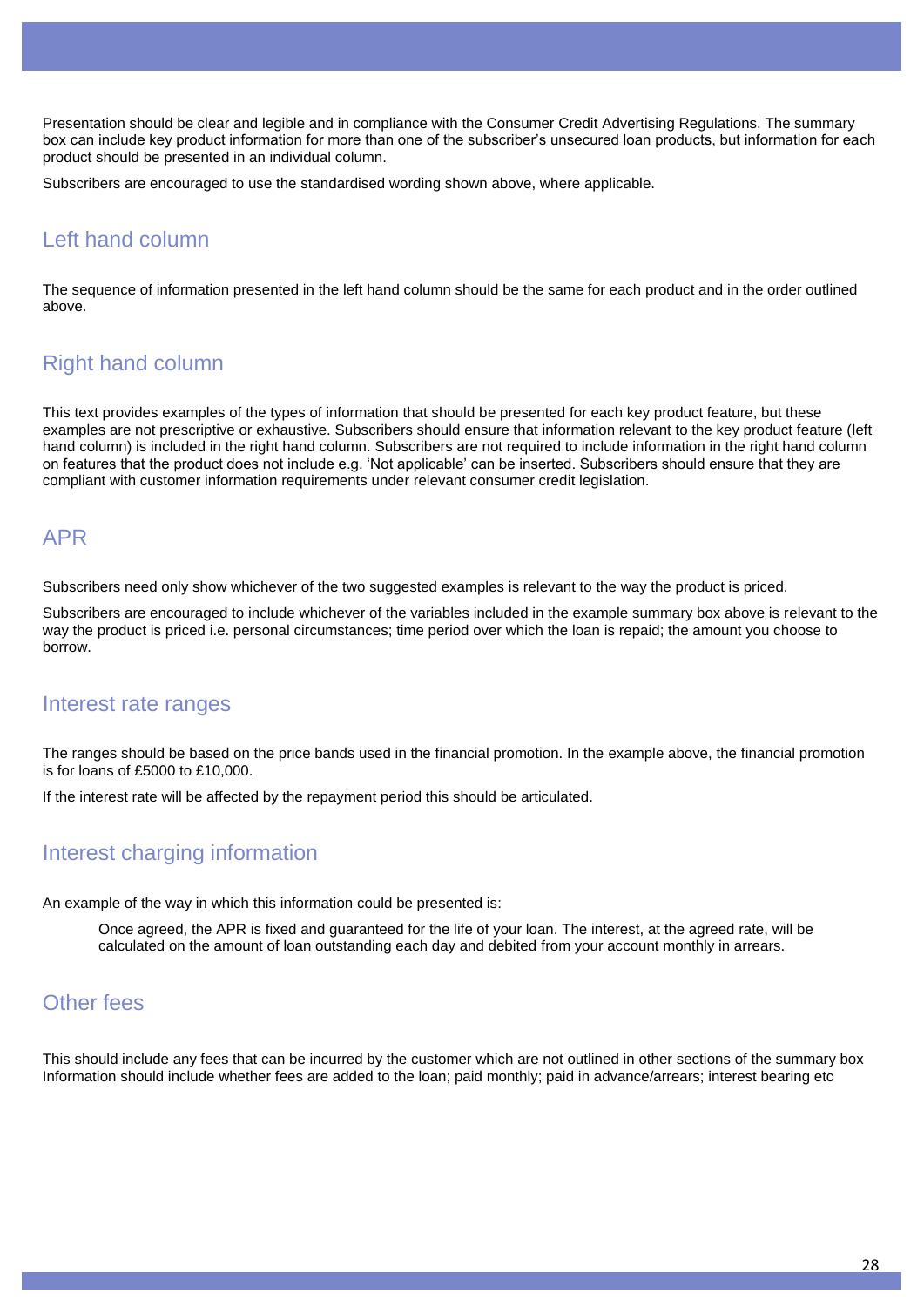Presentation should be clear and legible and in compliance with the Consumer Credit Advertising Regulations. The summary box can include key product information for more than one of the subscriber's unsecured loan products, but information for each product should be presented in an individual column.

Subscribers are encouraged to use the standardised wording shown above, where applicable.

## Left hand column

The sequence of information presented in the left hand column should be the same for each product and in the order outlined above.

## Right hand column

This text provides examples of the types of information that should be presented for each key product feature, but these examples are not prescriptive or exhaustive. Subscribers should ensure that information relevant to the key product feature (left hand column) is included in the right hand column. Subscribers are not required to include information in the right hand column on features that the product does not include e.g. 'Not applicable' can be inserted. Subscribers should ensure that they are compliant with customer information requirements under relevant consumer credit legislation.

## APR

Subscribers need only show whichever of the two suggested examples is relevant to the way the product is priced.

Subscribers are encouraged to include whichever of the variables included in the example summary box above is relevant to the way the product is priced i.e. personal circumstances; time period over which the loan is repaid; the amount you choose to borrow.

## Interest rate ranges

The ranges should be based on the price bands used in the financial promotion. In the example above, the financial promotion is for loans of £5000 to £10,000.

If the interest rate will be affected by the repayment period this should be articulated.

## Interest charging information

An example of the way in which this information could be presented is:

> Once agreed, the APR is fixed and guaranteed for the life of your loan. The interest, at the agreed rate, will be calculated on the amount of loan outstanding each day and debited from your account monthly in arrears.

## Other fees

This should include any fees that can be incurred by the customer which are not outlined in other sections of the summary box Information should include whether fees are added to the loan; paid monthly; paid in advance/arrears; interest bearing etc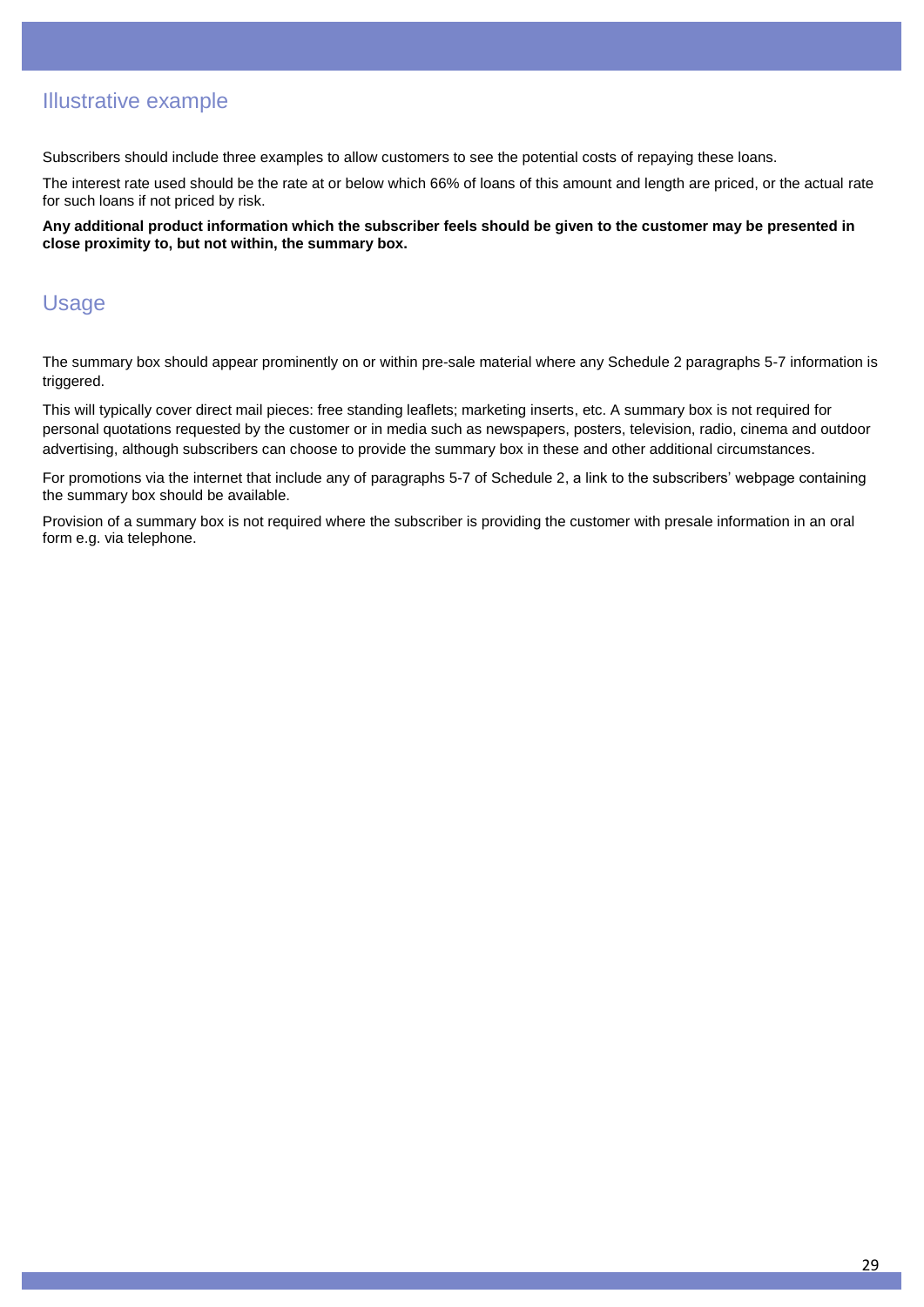## Illustrative example

Subscribers should include three examples to allow customers to see the potential costs of repaying these loans.

The interest rate used should be the rate at or below which 66% of loans of this amount and length are priced, or the actual rate for such loans if not priced by risk.

**Any additional product information which the subscriber feels should be given to the customer may be presented in close proximity to, but not within, the summary box.**

## Usage

The summary box should appear prominently on or within pre-sale material where any Schedule 2 paragraphs 5-7 information is triggered.

This will typically cover direct mail pieces: free standing leaflets; marketing inserts, etc. A summary box is not required for personal quotations requested by the customer or in media such as newspapers, posters, television, radio, cinema and outdoor advertising, although subscribers can choose to provide the summary box in these and other additional circumstances.

For promotions via the internet that include any of paragraphs 5-7 of Schedule 2, a link to the subscribers' webpage containing the summary box should be available.

Provision of a summary box is not required where the subscriber is providing the customer with presale information in an oral form e.g. via telephone.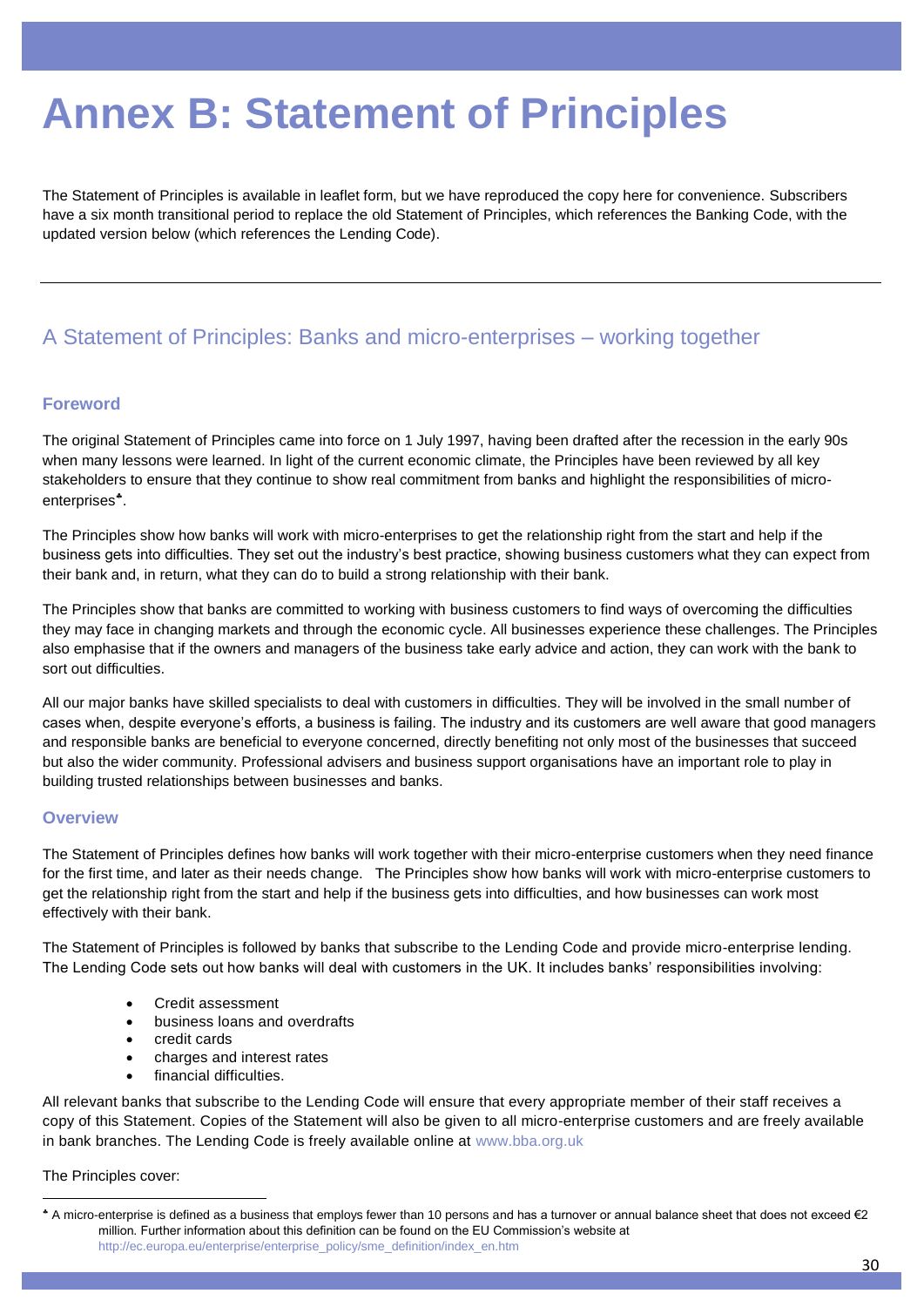# Annex B: Statement of Principles

The Statement of Principles is available in leaflet form, but we have reproduced the copy here for convenience. Subscribers have a six month transitional period to replace the old Statement of Principles, which references the Banking Code, with the updated version below (which references the Lending Code).

---

## A Statement of Principles: Banks and micro-enterprises – working together

### Foreword

The original Statement of Principles came into force on 1 July 1997, having been drafted after the recession in the early 90s when many lessons were learned. In light of the current economic climate, the Principles have been reviewed by all key stakeholders to ensure that they continue to show real commitment from banks and highlight the responsibilities of micro-enterprises[♣].

The Principles show how banks will work with micro-enterprises to get the relationship right from the start and help if the business gets into difficulties. They set out the industry's best practice, showing business customers what they can expect from their bank and, in return, what they can do to build a strong relationship with their bank.

The Principles show that banks are committed to working with business customers to find ways of overcoming the difficulties they may face in changing markets and through the economic cycle. All businesses experience these challenges. The Principles also emphasise that if the owners and managers of the business take early advice and action, they can work with the bank to sort out difficulties.

All our major banks have skilled specialists to deal with customers in difficulties. They will be involved in the small number of cases when, despite everyone's efforts, a business is failing. The industry and its customers are well aware that good managers and responsible banks are beneficial to everyone concerned, directly benefiting not only most of the businesses that succeed but also the wider community. Professional advisers and business support organisations have an important role to play in building trusted relationships between businesses and banks.

### Overview

The Statement of Principles defines how banks will work together with their micro-enterprise customers when they need finance for the first time, and later as their needs change. The Principles show how banks will work with micro-enterprise customers to get the relationship right from the start and help if the business gets into difficulties, and how businesses can work most effectively with their bank.

The Statement of Principles is followed by banks that subscribe to the Lending Code and provide micro-enterprise lending. The Lending Code sets out how banks will deal with customers in the UK. It includes banks' responsibilities involving:

- Credit assessment
- business loans and overdrafts
- credit cards
- charges and interest rates
- financial difficulties.

All relevant banks that subscribe to the Lending Code will ensure that every appropriate member of their staff receives a copy of this Statement. Copies of the Statement will also be given to all micro-enterprise customers and are freely available in bank branches. The Lending Code is freely available online at www.bba.org.uk

The Principles cover:

---

[♣] A micro-enterprise is defined as a business that employs fewer than 10 persons and has a turnover or annual balance sheet that does not exceed €2 million. Further information about this definition can be found on the EU Commission's website at http://ec.europa.eu/enterprise/enterprise_policy/sme_definition/index_en.htm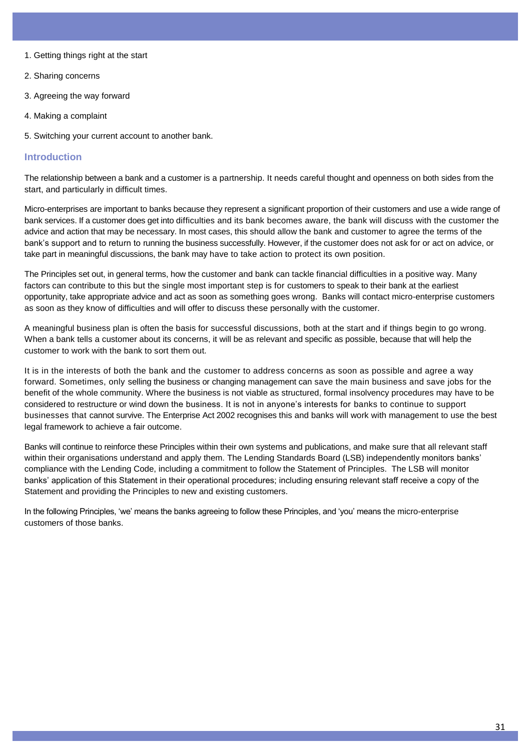1. Getting things right at the start
2. Sharing concerns
3. Agreeing the way forward
4. Making a complaint
5. Switching your current account to another bank.

## Introduction

The relationship between a bank and a customer is a partnership. It needs careful thought and openness on both sides from the start, and particularly in difficult times.

Micro-enterprises are important to banks because they represent a significant proportion of their customers and use a wide range of bank services. If a customer does get into difficulties and its bank becomes aware, the bank will discuss with the customer the advice and action that may be necessary. In most cases, this should allow the bank and customer to agree the terms of the bank's support and to return to running the business successfully. However, if the customer does not ask for or act on advice, or take part in meaningful discussions, the bank may have to take action to protect its own position.

The Principles set out, in general terms, how the customer and bank can tackle financial difficulties in a positive way. Many factors can contribute to this but the single most important step is for customers to speak to their bank at the earliest opportunity, take appropriate advice and act as soon as something goes wrong. Banks will contact micro-enterprise customers as soon as they know of difficulties and will offer to discuss these personally with the customer.

A meaningful business plan is often the basis for successful discussions, both at the start and if things begin to go wrong. When a bank tells a customer about its concerns, it will be as relevant and specific as possible, because that will help the customer to work with the bank to sort them out.

It is in the interests of both the bank and the customer to address concerns as soon as possible and agree a way forward. Sometimes, only selling the business or changing management can save the main business and save jobs for the benefit of the whole community. Where the business is not viable as structured, formal insolvency procedures may have to be considered to restructure or wind down the business. It is not in anyone's interests for banks to continue to support businesses that cannot survive. The Enterprise Act 2002 recognises this and banks will work with management to use the best legal framework to achieve a fair outcome.

Banks will continue to reinforce these Principles within their own systems and publications, and make sure that all relevant staff within their organisations understand and apply them. The Lending Standards Board (LSB) independently monitors banks' compliance with the Lending Code, including a commitment to follow the Statement of Principles. The LSB will monitor banks' application of this Statement in their operational procedures; including ensuring relevant staff receive a copy of the Statement and providing the Principles to new and existing customers.

In the following Principles, 'we' means the banks agreeing to follow these Principles, and 'you' means the micro-enterprise customers of those banks.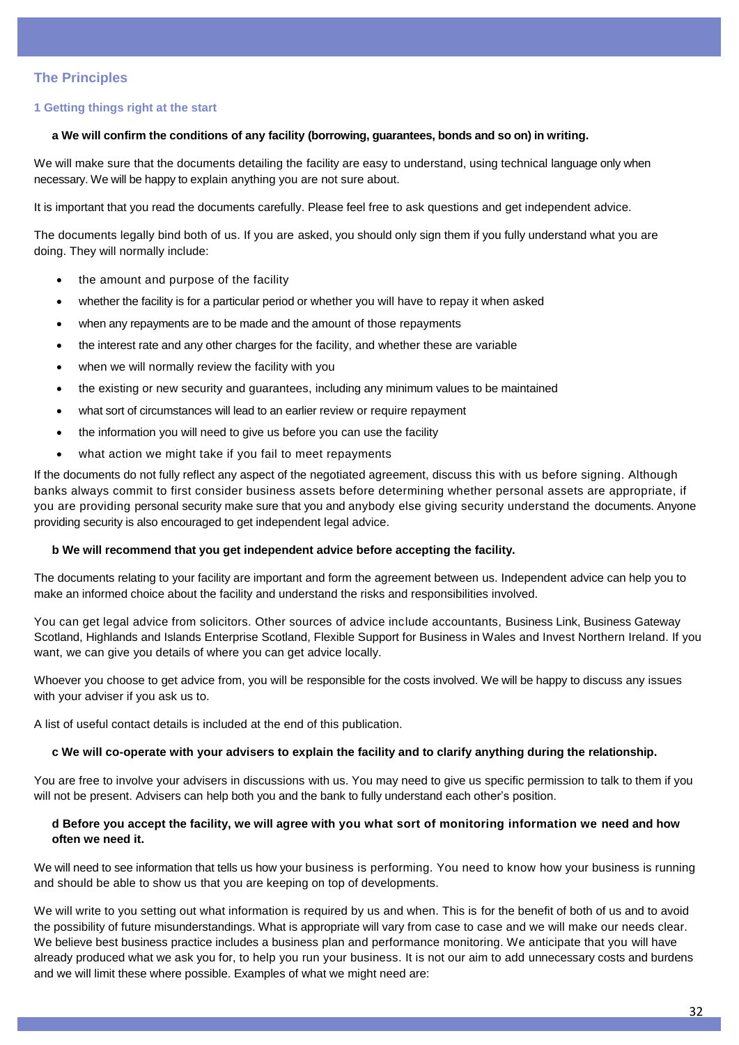## The Principles

### 1 Getting things right at the start

**a We will confirm the conditions of any facility (borrowing, guarantees, bonds and so on) in writing.**

We will make sure that the documents detailing the facility are easy to understand, using technical language only when necessary. We will be happy to explain anything you are not sure about.

It is important that you read the documents carefully. Please feel free to ask questions and get independent advice.

The documents legally bind both of us. If you are asked, you should only sign them if you fully understand what you are doing. They will normally include:

- the amount and purpose of the facility
- whether the facility is for a particular period or whether you will have to repay it when asked
- when any repayments are to be made and the amount of those repayments
- the interest rate and any other charges for the facility, and whether these are variable
- when we will normally review the facility with you
- the existing or new security and guarantees, including any minimum values to be maintained
- what sort of circumstances will lead to an earlier review or require repayment
- the information you will need to give us before you can use the facility
- what action we might take if you fail to meet repayments

If the documents do not fully reflect any aspect of the negotiated agreement, discuss this with us before signing. Although banks always commit to first consider business assets before determining whether personal assets are appropriate, if you are providing personal security make sure that you and anybody else giving security understand the documents. Anyone providing security is also encouraged to get independent legal advice.

**b We will recommend that you get independent advice before accepting the facility.**

The documents relating to your facility are important and form the agreement between us. Independent advice can help you to make an informed choice about the facility and understand the risks and responsibilities involved.

You can get legal advice from solicitors. Other sources of advice include accountants, Business Link, Business Gateway Scotland, Highlands and Islands Enterprise Scotland, Flexible Support for Business in Wales and Invest Northern Ireland. If you want, we can give you details of where you can get advice locally.

Whoever you choose to get advice from, you will be responsible for the costs involved. We will be happy to discuss any issues with your adviser if you ask us to.

A list of useful contact details is included at the end of this publication.

**c We will co-operate with your advisers to explain the facility and to clarify anything during the relationship.**

You are free to involve your advisers in discussions with us. You may need to give us specific permission to talk to them if you will not be present. Advisers can help both you and the bank to fully understand each other's position.

**d Before you accept the facility, we will agree with you what sort of monitoring information we need and how often we need it.**

We will need to see information that tells us how your business is performing. You need to know how your business is running and should be able to show us that you are keeping on top of developments.

We will write to you setting out what information is required by us and when. This is for the benefit of both of us and to avoid the possibility of future misunderstandings. What is appropriate will vary from case to case and we will make our needs clear. We believe best business practice includes a business plan and performance monitoring. We anticipate that you will have already produced what we ask you for, to help you run your business. It is not our aim to add unnecessary costs and burdens and we will limit these where possible. Examples of what we might need are: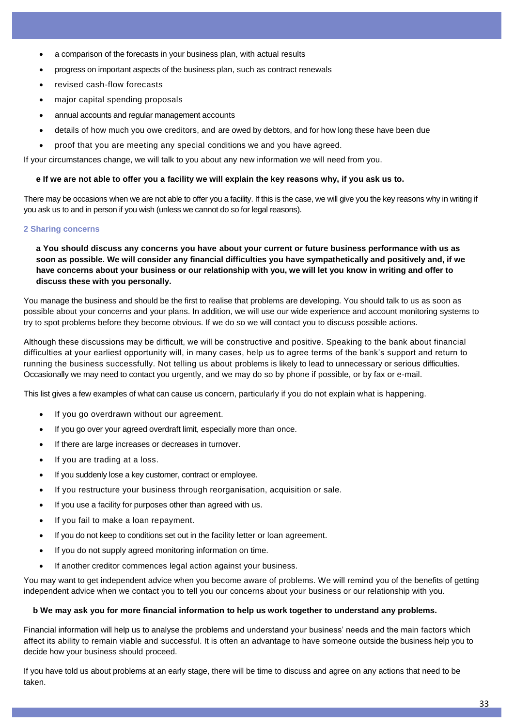- a comparison of the forecasts in your business plan, with actual results
- progress on important aspects of the business plan, such as contract renewals
- revised cash-flow forecasts
- major capital spending proposals
- annual accounts and regular management accounts
- details of how much you owe creditors, and are owed by debtors, and for how long these have been due
- proof that you are meeting any special conditions we and you have agreed.

If your circumstances change, we will talk to you about any new information we will need from you.

**e If we are not able to offer you a facility we will explain the key reasons why, if you ask us to.**

There may be occasions when we are not able to offer you a facility. If this is the case, we will give you the key reasons why in writing if you ask us to and in person if you wish (unless we cannot do so for legal reasons).

## 2 Sharing concerns

**a You should discuss any concerns you have about your current or future business performance with us as soon as possible. We will consider any financial difficulties you have sympathetically and positively and, if we have concerns about your business or our relationship with you, we will let you know in writing and offer to discuss these with you personally.**

You manage the business and should be the first to realise that problems are developing. You should talk to us as soon as possible about your concerns and your plans. In addition, we will use our wide experience and account monitoring systems to try to spot problems before they become obvious. If we do so we will contact you to discuss possible actions.

Although these discussions may be difficult, we will be constructive and positive. Speaking to the bank about financial difficulties at your earliest opportunity will, in many cases, help us to agree terms of the bank's support and return to running the business successfully. Not telling us about problems is likely to lead to unnecessary or serious difficulties. Occasionally we may need to contact you urgently, and we may do so by phone if possible, or by fax or e-mail.

This list gives a few examples of what can cause us concern, particularly if you do not explain what is happening.

- If you go overdrawn without our agreement.
- If you go over your agreed overdraft limit, especially more than once.
- If there are large increases or decreases in turnover.
- If you are trading at a loss.
- If you suddenly lose a key customer, contract or employee.
- If you restructure your business through reorganisation, acquisition or sale.
- If you use a facility for purposes other than agreed with us.
- If you fail to make a loan repayment.
- If you do not keep to conditions set out in the facility letter or loan agreement.
- If you do not supply agreed monitoring information on time.
- If another creditor commences legal action against your business.

You may want to get independent advice when you become aware of problems. We will remind you of the benefits of getting independent advice when we contact you to tell you our concerns about your business or our relationship with you.

**b We may ask you for more financial information to help us work together to understand any problems.**

Financial information will help us to analyse the problems and understand your business' needs and the main factors which affect its ability to remain viable and successful. It is often an advantage to have someone outside the business help you to decide how your business should proceed.

If you have told us about problems at an early stage, there will be time to discuss and agree on any actions that need to be taken.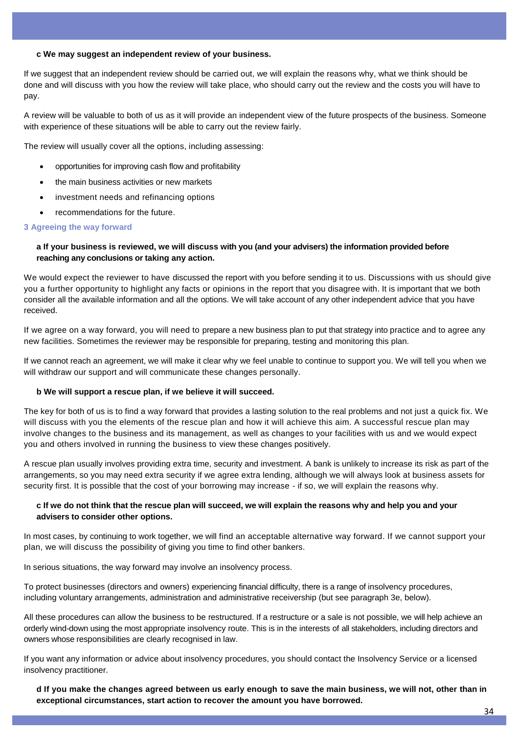**c We may suggest an independent review of your business.**

If we suggest that an independent review should be carried out, we will explain the reasons why, what we think should be done and will discuss with you how the review will take place, who should carry out the review and the costs you will have to pay.

A review will be valuable to both of us as it will provide an independent view of the future prospects of the business. Someone with experience of these situations will be able to carry out the review fairly.

The review will usually cover all the options, including assessing:

- opportunities for improving cash flow and profitability
- the main business activities or new markets
- investment needs and refinancing options
- recommendations for the future.

### 3 Agreeing the way forward

**a If your business is reviewed, we will discuss with you (and your advisers) the information provided before reaching any conclusions or taking any action.**

We would expect the reviewer to have discussed the report with you before sending it to us. Discussions with us should give you a further opportunity to highlight any facts or opinions in the report that you disagree with. It is important that we both consider all the available information and all the options. We will take account of any other independent advice that you have received.

If we agree on a way forward, you will need to prepare a new business plan to put that strategy into practice and to agree any new facilities. Sometimes the reviewer may be responsible for preparing, testing and monitoring this plan.

If we cannot reach an agreement, we will make it clear why we feel unable to continue to support you. We will tell you when we will withdraw our support and will communicate these changes personally.

**b We will support a rescue plan, if we believe it will succeed.**

The key for both of us is to find a way forward that provides a lasting solution to the real problems and not just a quick fix. We will discuss with you the elements of the rescue plan and how it will achieve this aim. A successful rescue plan may involve changes to the business and its management, as well as changes to your facilities with us and we would expect you and others involved in running the business to view these changes positively.

A rescue plan usually involves providing extra time, security and investment. A bank is unlikely to increase its risk as part of the arrangements, so you may need extra security if we agree extra lending, although we will always look at business assets for security first. It is possible that the cost of your borrowing may increase - if so, we will explain the reasons why.

**c If we do not think that the rescue plan will succeed, we will explain the reasons why and help you and your advisers to consider other options.**

In most cases, by continuing to work together, we will find an acceptable alternative way forward. If we cannot support your plan, we will discuss the possibility of giving you time to find other bankers.

In serious situations, the way forward may involve an insolvency process.

To protect businesses (directors and owners) experiencing financial difficulty, there is a range of insolvency procedures, including voluntary arrangements, administration and administrative receivership (but see paragraph 3e, below).

All these procedures can allow the business to be restructured. If a restructure or a sale is not possible, we will help achieve an orderly wind-down using the most appropriate insolvency route. This is in the interests of all stakeholders, including directors and owners whose responsibilities are clearly recognised in law.

If you want any information or advice about insolvency procedures, you should contact the Insolvency Service or a licensed insolvency practitioner.

**d If you make the changes agreed between us early enough to save the main business, we will not, other than in exceptional circumstances, start action to recover the amount you have borrowed.**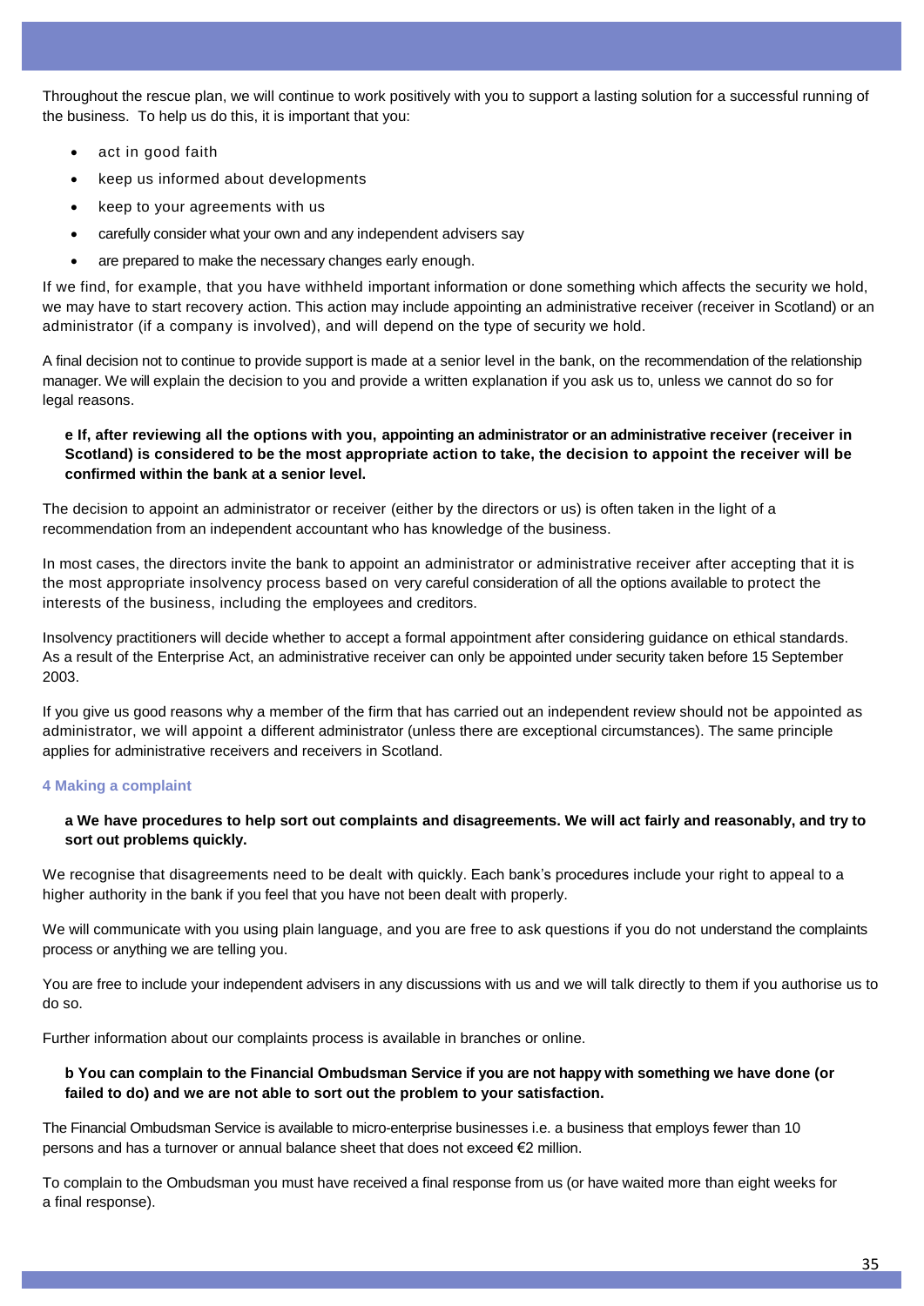Throughout the rescue plan, we will continue to work positively with you to support a lasting solution for a successful running of the business. To help us do this, it is important that you:

- act in good faith
- keep us informed about developments
- keep to your agreements with us
- carefully consider what your own and any independent advisers say
- are prepared to make the necessary changes early enough.

If we find, for example, that you have withheld important information or done something which affects the security we hold, we may have to start recovery action. This action may include appointing an administrative receiver (receiver in Scotland) or an administrator (if a company is involved), and will depend on the type of security we hold.

A final decision not to continue to provide support is made at a senior level in the bank, on the recommendation of the relationship manager. We will explain the decision to you and provide a written explanation if you ask us to, unless we cannot do so for legal reasons.

**e If, after reviewing all the options with you, appointing an administrator or an administrative receiver (receiver in Scotland) is considered to be the most appropriate action to take, the decision to appoint the receiver will be confirmed within the bank at a senior level.**

The decision to appoint an administrator or receiver (either by the directors or us) is often taken in the light of a recommendation from an independent accountant who has knowledge of the business.

In most cases, the directors invite the bank to appoint an administrator or administrative receiver after accepting that it is the most appropriate insolvency process based on very careful consideration of all the options available to protect the interests of the business, including the employees and creditors.

Insolvency practitioners will decide whether to accept a formal appointment after considering guidance on ethical standards. As a result of the Enterprise Act, an administrative receiver can only be appointed under security taken before 15 September 2003.

If you give us good reasons why a member of the firm that has carried out an independent review should not be appointed as administrator, we will appoint a different administrator (unless there are exceptional circumstances). The same principle applies for administrative receivers and receivers in Scotland.

### 4 Making a complaint

**a We have procedures to help sort out complaints and disagreements. We will act fairly and reasonably, and try to sort out problems quickly.**

We recognise that disagreements need to be dealt with quickly. Each bank's procedures include your right to appeal to a higher authority in the bank if you feel that you have not been dealt with properly.

We will communicate with you using plain language, and you are free to ask questions if you do not understand the complaints process or anything we are telling you.

You are free to include your independent advisers in any discussions with us and we will talk directly to them if you authorise us to do so.

Further information about our complaints process is available in branches or online.

**b You can complain to the Financial Ombudsman Service if you are not happy with something we have done (or failed to do) and we are not able to sort out the problem to your satisfaction.**

The Financial Ombudsman Service is available to micro-enterprise businesses i.e. a business that employs fewer than 10 persons and has a turnover or annual balance sheet that does not exceed €2 million.

To complain to the Ombudsman you must have received a final response from us (or have waited more than eight weeks for a final response).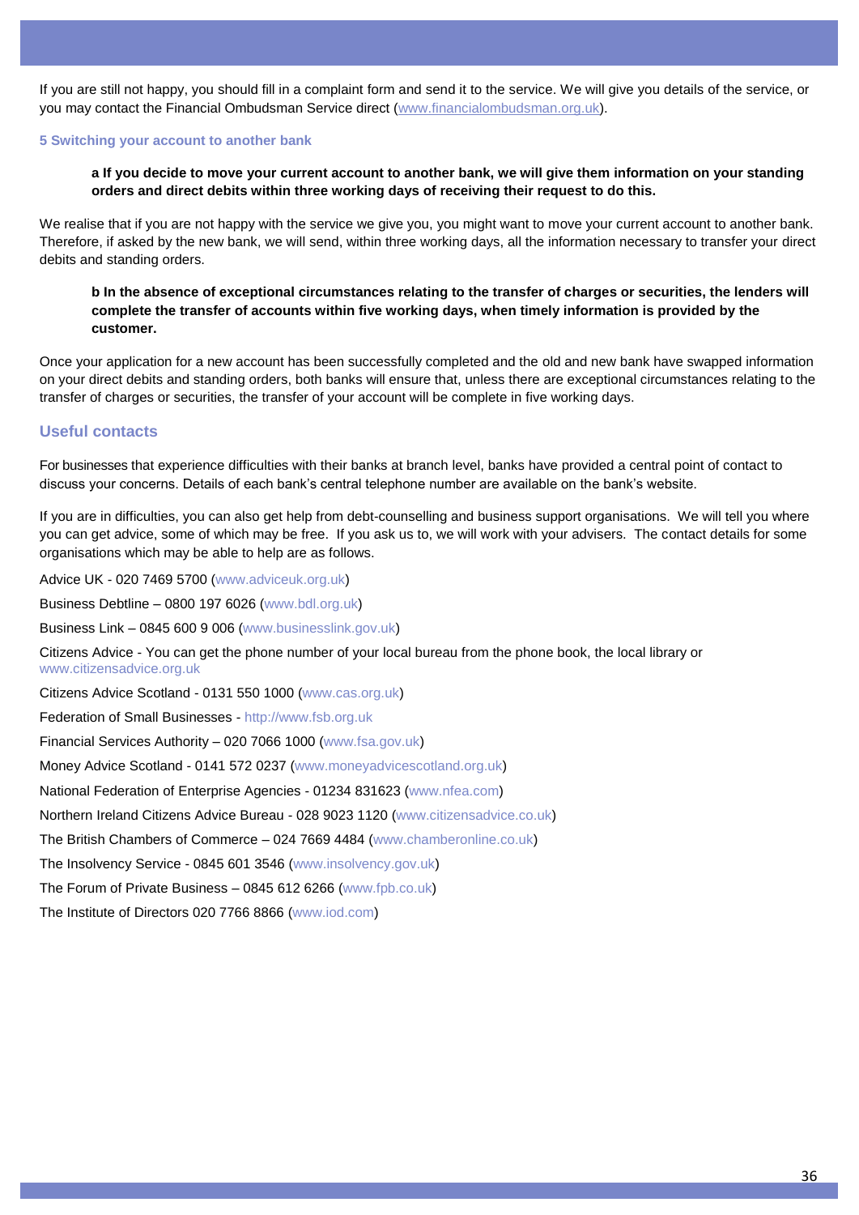If you are still not happy, you should fill in a complaint form and send it to the service. We will give you details of the service, or you may contact the Financial Ombudsman Service direct (www.financialombudsman.org.uk).

### 5 Switching your account to another bank

**a If you decide to move your current account to another bank, we will give them information on your standing orders and direct debits within three working days of receiving their request to do this.**

We realise that if you are not happy with the service we give you, you might want to move your current account to another bank. Therefore, if asked by the new bank, we will send, within three working days, all the information necessary to transfer your direct debits and standing orders.

**b In the absence of exceptional circumstances relating to the transfer of charges or securities, the lenders will complete the transfer of accounts within five working days, when timely information is provided by the customer.**

Once your application for a new account has been successfully completed and the old and new bank have swapped information on your direct debits and standing orders, both banks will ensure that, unless there are exceptional circumstances relating to the transfer of charges or securities, the transfer of your account will be complete in five working days.

## Useful contacts

For businesses that experience difficulties with their banks at branch level, banks have provided a central point of contact to discuss your concerns. Details of each bank's central telephone number are available on the bank's website.

If you are in difficulties, you can also get help from debt-counselling and business support organisations. We will tell you where you can get advice, some of which may be free. If you ask us to, we will work with your advisers. The contact details for some organisations which may be able to help are as follows.

Advice UK - 020 7469 5700 (www.adviceuk.org.uk)

Business Debtline – 0800 197 6026 (www.bdl.org.uk)

Business Link – 0845 600 9 006 (www.businesslink.gov.uk)

Citizens Advice - You can get the phone number of your local bureau from the phone book, the local library or www.citizensadvice.org.uk

Citizens Advice Scotland - 0131 550 1000 (www.cas.org.uk)

Federation of Small Businesses - http://www.fsb.org.uk

Financial Services Authority – 020 7066 1000 (www.fsa.gov.uk)

Money Advice Scotland - 0141 572 0237 (www.moneyadvicescotland.org.uk)

National Federation of Enterprise Agencies - 01234 831623 (www.nfea.com)

Northern Ireland Citizens Advice Bureau - 028 9023 1120 (www.citizensadvice.co.uk)

The British Chambers of Commerce – 024 7669 4484 (www.chamberonline.co.uk)

The Insolvency Service - 0845 601 3546 (www.insolvency.gov.uk)

The Forum of Private Business – 0845 612 6266 (www.fpb.co.uk)

The Institute of Directors 020 7766 8866 (www.iod.com)